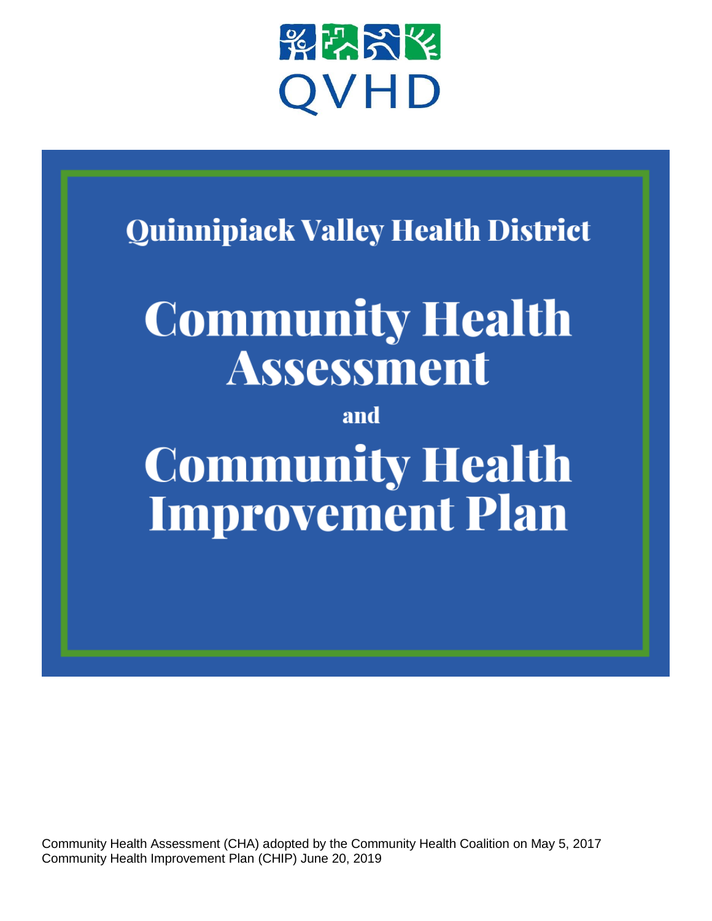QVHD

# Quinnipiack Valley Health District

# Community Health Assessment

and

# Community Health Improvement Plan

Community Health Assessment (CHA) adopted by the Community Health Coalition on May 5, 2017
Community Health Improvement Plan (CHIP) June 20, 2019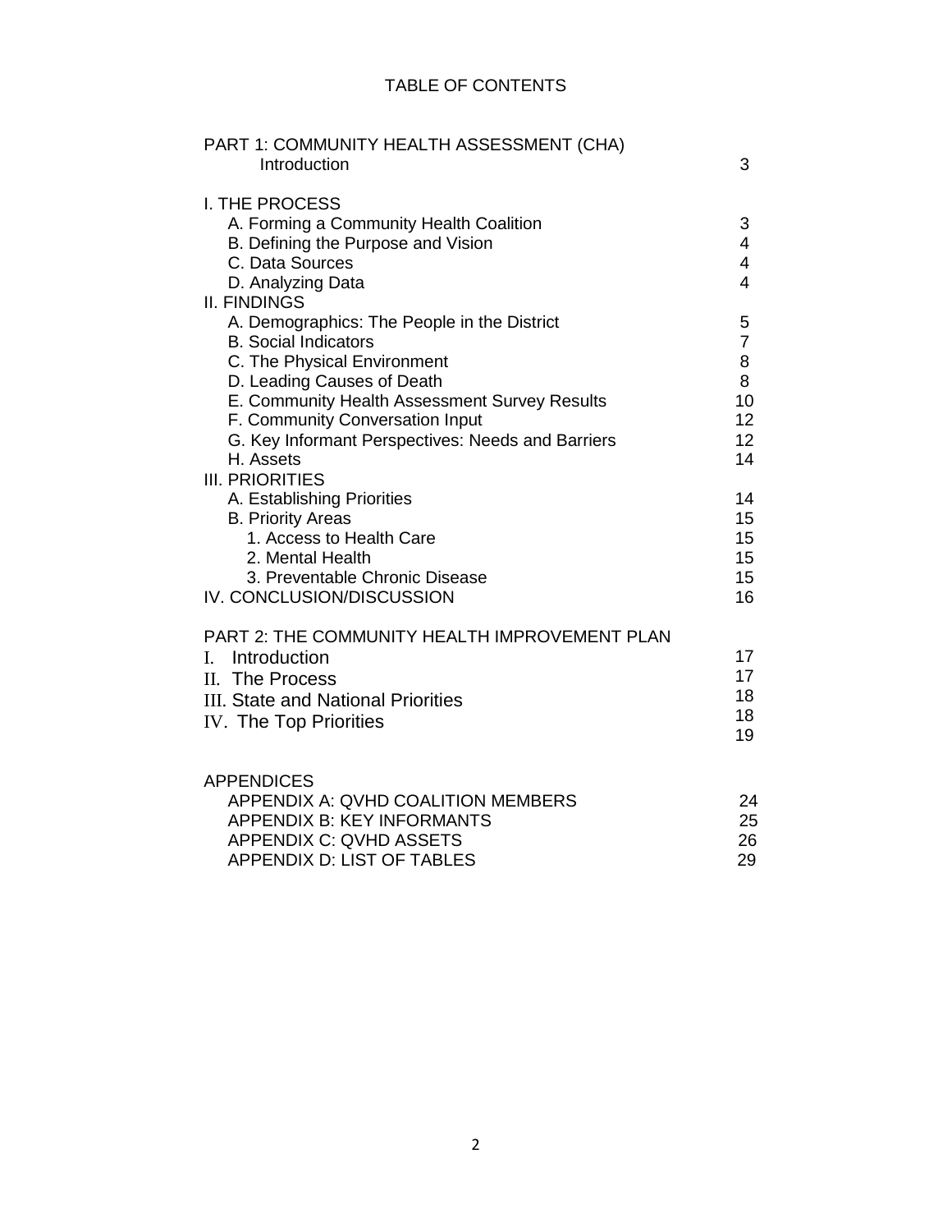# TABLE OF CONTENTS

| | |
|---|---|
| PART 1: COMMUNITY HEALTH ASSESSMENT (CHA) | |
| Introduction | 3 |
| I. THE PROCESS | |
| A. Forming a Community Health Coalition | 3 |
| B. Defining the Purpose and Vision | 4 |
| C. Data Sources | 4 |
| D. Analyzing Data | 4 |
| II. FINDINGS | |
| A. Demographics: The People in the District | 5 |
| B. Social Indicators | 7 |
| C. The Physical Environment | 8 |
| D. Leading Causes of Death | 8 |
| E. Community Health Assessment Survey Results | 10 |
| F. Community Conversation Input | 12 |
| G. Key Informant Perspectives: Needs and Barriers | 12 |
| H. Assets | 14 |
| III. PRIORITIES | |
| A. Establishing Priorities | 14 |
| B. Priority Areas | 15 |
| 1. Access to Health Care | 15 |
| 2. Mental Health | 15 |
| 3. Preventable Chronic Disease | 15 |
| IV. CONCLUSION/DISCUSSION | 16 |
| PART 2: THE COMMUNITY HEALTH IMPROVEMENT PLAN | |
| I. Introduction | 17 |
| II. The Process | 17 |
| III. State and National Priorities | 18 |
| IV. The Top Priorities | 18 |
| | 19 |
| APPENDICES | |
| APPENDIX A: QVHD COALITION MEMBERS | 24 |
| APPENDIX B: KEY INFORMANTS | 25 |
| APPENDIX C: QVHD ASSETS | 26 |
| APPENDIX D: LIST OF TABLES | 29 |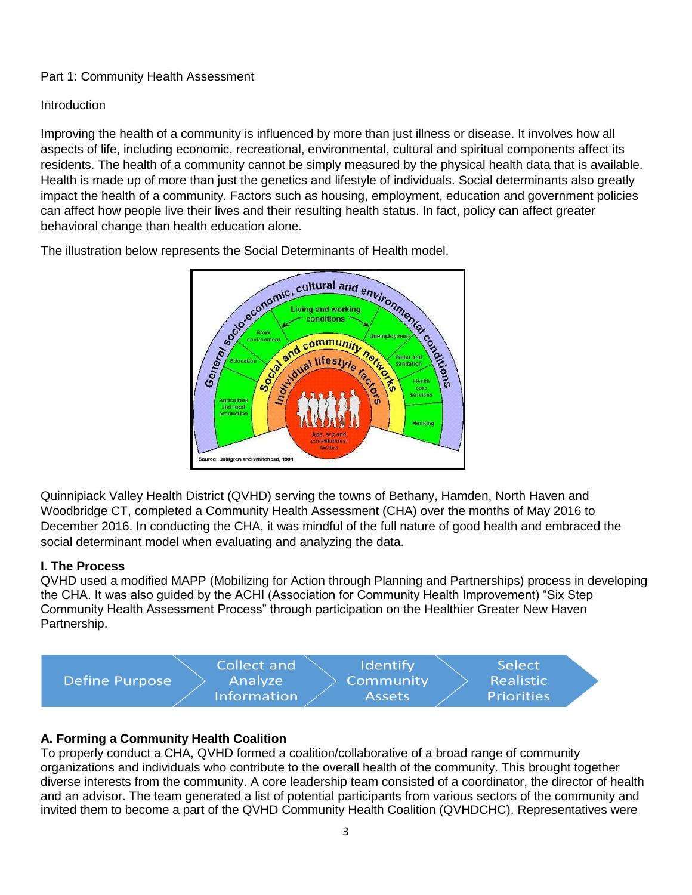Part 1: Community Health Assessment

Introduction

Improving the health of a community is influenced by more than just illness or disease. It involves how all aspects of life, including economic, recreational, environmental, cultural and spiritual components affect its residents. The health of a community cannot be simply measured by the physical health data that is available. Health is made up of more than just the genetics and lifestyle of individuals. Social determinants also greatly impact the health of a community. Factors such as housing, employment, education and government policies can affect how people live their lives and their resulting health status. In fact, policy can affect greater behavioral change than health education alone.

The illustration below represents the Social Determinants of Health model.

General socio-economic, cultural and environmental conditions
Living and working conditions
Work environment
Education
Agriculture and food production
Unemployment
Water and sanitation
Health care services
Housing
Social and community networks
Individual lifestyle factors
Age, sex and constitutional factors
Source: Dahlgren and Whitehead, 1991

Quinnipiack Valley Health District (QVHD) serving the towns of Bethany, Hamden, North Haven and Woodbridge CT, completed a Community Health Assessment (CHA) over the months of May 2016 to December 2016. In conducting the CHA, it was mindful of the full nature of good health and embraced the social determinant model when evaluating and analyzing the data.

## I. The Process

QVHD used a modified MAPP (Mobilizing for Action through Planning and Partnerships) process in developing the CHA. It was also guided by the ACHI (Association for Community Health Improvement) "Six Step Community Health Assessment Process" through participation on the Healthier Greater New Haven Partnership.

Define Purpose → Collect and Analyze Information → Identify Community Assets → Select Realistic Priorities

### A. Forming a Community Health Coalition

To properly conduct a CHA, QVHD formed a coalition/collaborative of a broad range of community organizations and individuals who contribute to the overall health of the community. This brought together diverse interests from the community. A core leadership team consisted of a coordinator, the director of health and an advisor. The team generated a list of potential participants from various sectors of the community and invited them to become a part of the QVHD Community Health Coalition (QVHDCHC). Representatives were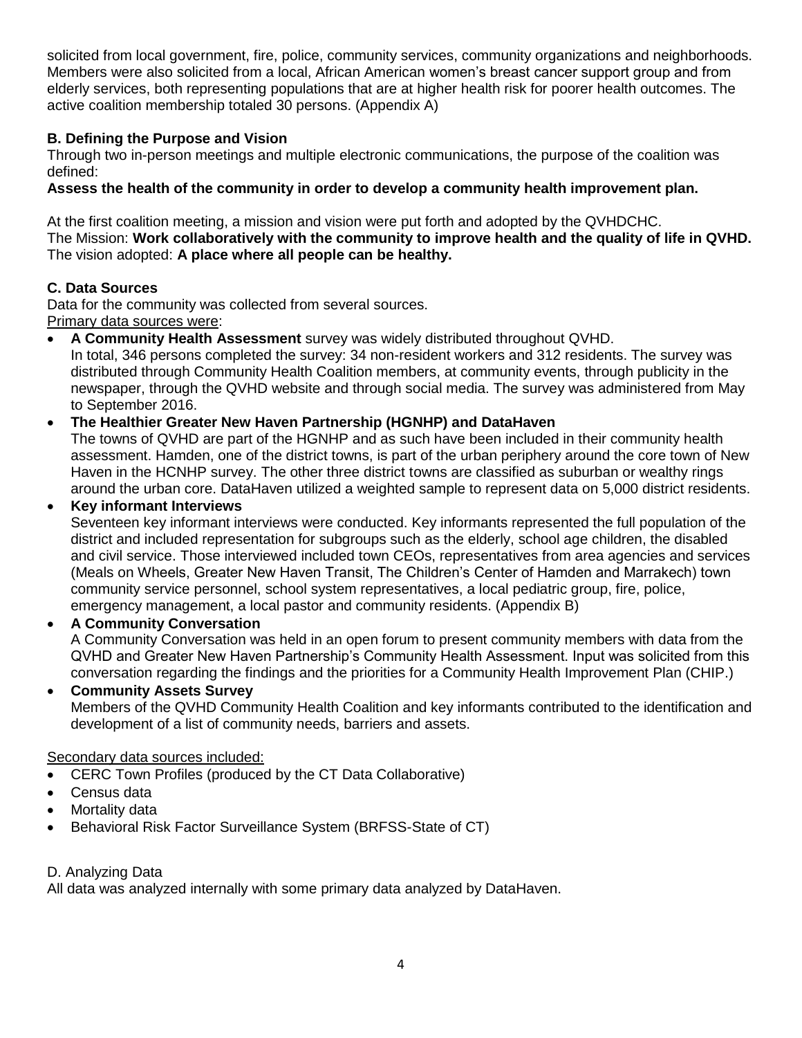solicited from local government, fire, police, community services, community organizations and neighborhoods. Members were also solicited from a local, African American women's breast cancer support group and from elderly services, both representing populations that are at higher health risk for poorer health outcomes. The active coalition membership totaled 30 persons. (Appendix A)

### B. Defining the Purpose and Vision

Through two in-person meetings and multiple electronic communications, the purpose of the coalition was defined:

**Assess the health of the community in order to develop a community health improvement plan.**

At the first coalition meeting, a mission and vision were put forth and adopted by the QVHDCHC.
The Mission: **Work collaboratively with the community to improve health and the quality of life in QVHD.**
The vision adopted: **A place where all people can be healthy.**

### C. Data Sources

Data for the community was collected from several sources.
Primary data sources were:

- **A Community Health Assessment** survey was widely distributed throughout QVHD.
  In total, 346 persons completed the survey: 34 non-resident workers and 312 residents. The survey was distributed through Community Health Coalition members, at community events, through publicity in the newspaper, through the QVHD website and through social media. The survey was administered from May to September 2016.
- **The Healthier Greater New Haven Partnership (HGNHP) and DataHaven**
  The towns of QVHD are part of the HGNHP and as such have been included in their community health assessment. Hamden, one of the district towns, is part of the urban periphery around the core town of New Haven in the HCNHP survey. The other three district towns are classified as suburban or wealthy rings around the urban core. DataHaven utilized a weighted sample to represent data on 5,000 district residents.
- **Key informant Interviews**
  Seventeen key informant interviews were conducted. Key informants represented the full population of the district and included representation for subgroups such as the elderly, school age children, the disabled and civil service. Those interviewed included town CEOs, representatives from area agencies and services (Meals on Wheels, Greater New Haven Transit, The Children's Center of Hamden and Marrakech) town community service personnel, school system representatives, a local pediatric group, fire, police, emergency management, a local pastor and community residents. (Appendix B)
- **A Community Conversation**
  A Community Conversation was held in an open forum to present community members with data from the QVHD and Greater New Haven Partnership's Community Health Assessment. Input was solicited from this conversation regarding the findings and the priorities for a Community Health Improvement Plan (CHIP.)
- **Community Assets Survey**
  Members of the QVHD Community Health Coalition and key informants contributed to the identification and development of a list of community needs, barriers and assets.

Secondary data sources included:

- CERC Town Profiles (produced by the CT Data Collaborative)
- Census data
- Mortality data
- Behavioral Risk Factor Surveillance System (BRFSS-State of CT)

D. Analyzing Data

All data was analyzed internally with some primary data analyzed by DataHaven.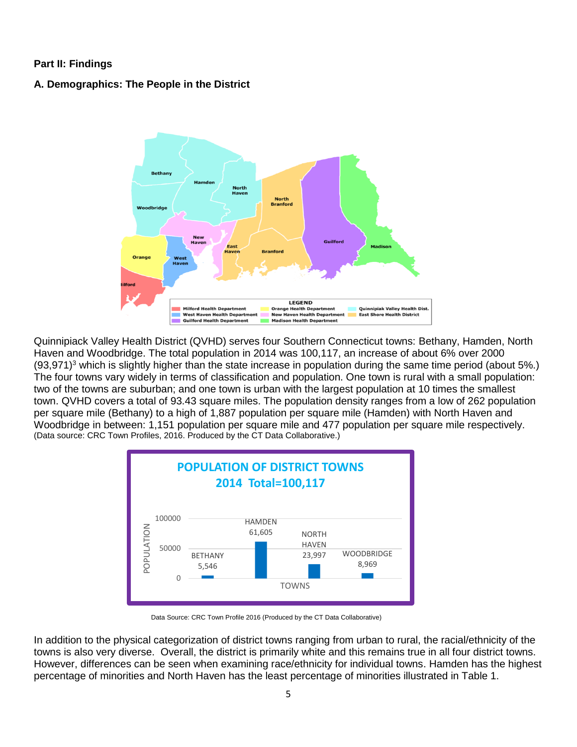**Part II: Findings**

**A. Demographics: The People in the District**

Bethany
Hamden
North Haven
North Branford
Woodbridge
New Haven
East Haven
Branford
Guilford
Madison
Orange
West Haven
Milford

LEGEND
Milford Health Department
West Haven Health Department
Guilford Health Department
Orange Health Department
New Haven Health Department
Madison Health Department
Quinnipiak Valley Health Dist.
East Shore Health District

Quinnipiack Valley Health District (QVHD) serves four Southern Connecticut towns: Bethany, Hamden, North Haven and Woodbridge. The total population in 2014 was 100,117, an increase of about 6% over 2000 (93,971)[3] which is slightly higher than the state increase in population during the same time period (about 5%.) The four towns vary widely in terms of classification and population. One town is rural with a small population: two of the towns are suburban; and one town is urban with the largest population at 10 times the smallest town. QVHD covers a total of 93.43 square miles. The population density ranges from a low of 262 population per square mile (Bethany) to a high of 1,887 population per square mile (Hamden) with North Haven and Woodbridge in between: 1,151 population per square mile and 477 population per square mile respectively. (Data source: CRC Town Profiles, 2016. Produced by the CT Data Collaborative.)

POPULATION OF DISTRICT TOWNS
2014 Total=100,117

POPULATION
100000
50000
0
BETHANY 5,546
HAMDEN 61,605
NORTH HAVEN 23,997
WOODBRIDGE 8,969
TOWNS

Data Source: CRC Town Profile 2016 (Produced by the CT Data Collaborative)

In addition to the physical categorization of district towns ranging from urban to rural, the racial/ethnicity of the towns is also very diverse. Overall, the district is primarily white and this remains true in all four district towns. However, differences can be seen when examining race/ethnicity for individual towns. Hamden has the highest percentage of minorities and North Haven has the least percentage of minorities illustrated in Table 1.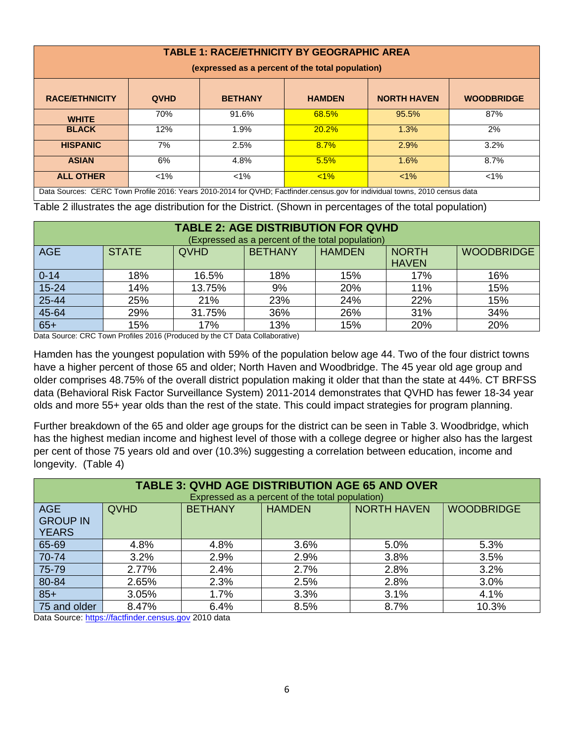| TABLE 1: RACE/ETHNICITY BY GEOGRAPHIC AREA (expressed as a percent of the total population) | | | | | |
|---|---|---|---|---|---|
| RACE/ETHNICITY | QVHD | BETHANY | HAMDEN | NORTH HAVEN | WOODBRIDGE |
| WHITE | 70% | 91.6% | 68.5% | 95.5% | 87% |
| BLACK | 12% | 1.9% | 20.2% | 1.3% | 2% |
| HISPANIC | 7% | 2.5% | 8.7% | 2.9% | 3.2% |
| ASIAN | 6% | 4.8% | 5.5% | 1.6% | 8.7% |
| ALL OTHER | <1% | <1% | <1% | <1% | <1% |

Data Sources: CERC Town Profile 2016: Years 2010-2014 for QVHD; Factfinder.census.gov for individual towns, 2010 census data

Table 2 illustrates the age distribution for the District. (Shown in percentages of the total population)

| TABLE 2: AGE DISTRIBUTION FOR QVHD (Expressed as a percent of the total population) | | | | | | |
|---|---|---|---|---|---|---|
| AGE | STATE | QVHD | BETHANY | HAMDEN | NORTH HAVEN | WOODBRIDGE |
| 0-14 | 18% | 16.5% | 18% | 15% | 17% | 16% |
| 15-24 | 14% | 13.75% | 9% | 20% | 11% | 15% |
| 25-44 | 25% | 21% | 23% | 24% | 22% | 15% |
| 45-64 | 29% | 31.75% | 36% | 26% | 31% | 34% |
| 65+ | 15% | 17% | 13% | 15% | 20% | 20% |

Data Source: CRC Town Profiles 2016 (Produced by the CT Data Collaborative)

Hamden has the youngest population with 59% of the population below age 44. Two of the four district towns have a higher percent of those 65 and older; North Haven and Woodbridge. The 45 year old age group and older comprises 48.75% of the overall district population making it older that than the state at 44%. CT BRFSS data (Behavioral Risk Factor Surveillance System) 2011-2014 demonstrates that QVHD has fewer 18-34 year olds and more 55+ year olds than the rest of the state. This could impact strategies for program planning.

Further breakdown of the 65 and older age groups for the district can be seen in Table 3. Woodbridge, which has the highest median income and highest level of those with a college degree or higher also has the largest per cent of those 75 years old and over (10.3%) suggesting a correlation between education, income and longevity. (Table 4)

| TABLE 3: QVHD AGE DISTRIBUTION AGE 65 AND OVER Expressed as a percent of the total population) | | | | | |
|---|---|---|---|---|---|
| AGE GROUP IN YEARS | QVHD | BETHANY | HAMDEN | NORTH HAVEN | WOODBRIDGE |
| 65-69 | 4.8% | 4.8% | 3.6% | 5.0% | 5.3% |
| 70-74 | 3.2% | 2.9% | 2.9% | 3.8% | 3.5% |
| 75-79 | 2.77% | 2.4% | 2.7% | 2.8% | 3.2% |
| 80-84 | 2.65% | 2.3% | 2.5% | 2.8% | 3.0% |
| 85+ | 3.05% | 1.7% | 3.3% | 3.1% | 4.1% |
| 75 and older | 8.47% | 6.4% | 8.5% | 8.7% | 10.3% |

Data Source: https://factfinder.census.gov 2010 data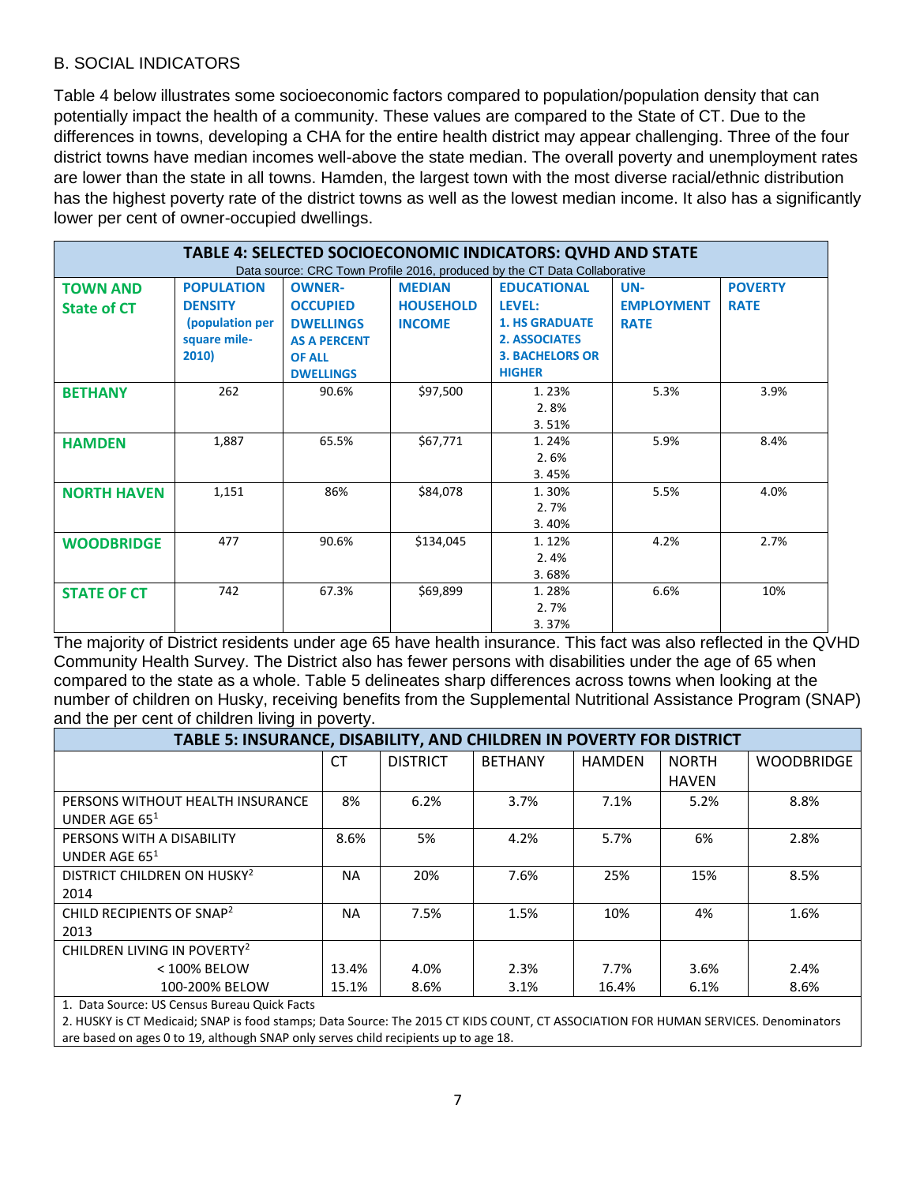## B. SOCIAL INDICATORS

Table 4 below illustrates some socioeconomic factors compared to population/population density that can potentially impact the health of a community. These values are compared to the State of CT. Due to the differences in towns, developing a CHA for the entire health district may appear challenging. Three of the four district towns have median incomes well-above the state median. The overall poverty and unemployment rates are lower than the state in all towns. Hamden, the largest town with the most diverse racial/ethnic distribution has the highest poverty rate of the district towns as well as the lowest median income. It also has a significantly lower per cent of owner-occupied dwellings.

**TABLE 4: SELECTED SOCIOECONOMIC INDICATORS: QVHD AND STATE**

Data source: CRC Town Profile 2016, produced by the CT Data Collaborative

| TOWN AND State of CT | POPULATION DENSITY (population per square mile- 2010) | OWNER-OCCUPIED DWELLINGS AS A PERCENT OF ALL DWELLINGS | MEDIAN HOUSEHOLD INCOME | EDUCATIONAL LEVEL: 1. HS GRADUATE 2. ASSOCIATES 3. BACHELORS OR HIGHER | UN-EMPLOYMENT RATE | POVERTY RATE |
|---|---|---|---|---|---|---|
| BETHANY | 262 | 90.6% | $97,500 | 1. 23% 2. 8% 3. 51% | 5.3% | 3.9% |
| HAMDEN | 1,887 | 65.5% | $67,771 | 1. 24% 2. 6% 3. 45% | 5.9% | 8.4% |
| NORTH HAVEN | 1,151 | 86% | $84,078 | 1. 30% 2. 7% 3. 40% | 5.5% | 4.0% |
| WOODBRIDGE | 477 | 90.6% | $134,045 | 1. 12% 2. 4% 3. 68% | 4.2% | 2.7% |
| STATE OF CT | 742 | 67.3% | $69,899 | 1. 28% 2. 7% 3. 37% | 6.6% | 10% |

The majority of District residents under age 65 have health insurance. This fact was also reflected in the QVHD Community Health Survey. The District also has fewer persons with disabilities under the age of 65 when compared to the state as a whole. Table 5 delineates sharp differences across towns when looking at the number of children on Husky, receiving benefits from the Supplemental Nutritional Assistance Program (SNAP) and the per cent of children living in poverty.

**TABLE 5: INSURANCE, DISABILITY, AND CHILDREN IN POVERTY FOR DISTRICT**

| | CT | DISTRICT | BETHANY | HAMDEN | NORTH HAVEN | WOODBRIDGE |
|---|---|---|---|---|---|---|
| PERSONS WITHOUT HEALTH INSURANCE UNDER AGE 65[1] | 8% | 6.2% | 3.7% | 7.1% | 5.2% | 8.8% |
| PERSONS WITH A DISABILITY UNDER AGE 65[1] | 8.6% | 5% | 4.2% | 5.7% | 6% | 2.8% |
| DISTRICT CHILDREN ON HUSKY[2] 2014 | NA | 20% | 7.6% | 25% | 15% | 8.5% |
| CHILD RECIPIENTS OF SNAP[2] 2013 | NA | 7.5% | 1.5% | 10% | 4% | 1.6% |
| CHILDREN LIVING IN POVERTY[2] | | | | | | |
| < 100% BELOW | 13.4% | 4.0% | 2.3% | 7.7% | 3.6% | 2.4% |
| 100-200% BELOW | 15.1% | 8.6% | 3.1% | 16.4% | 6.1% | 8.6% |

1. Data Source: US Census Bureau Quick Facts
2. HUSKY is CT Medicaid; SNAP is food stamps; Data Source: The 2015 CT KIDS COUNT, CT ASSOCIATION FOR HUMAN SERVICES. Denominators are based on ages 0 to 19, although SNAP only serves child recipients up to age 18.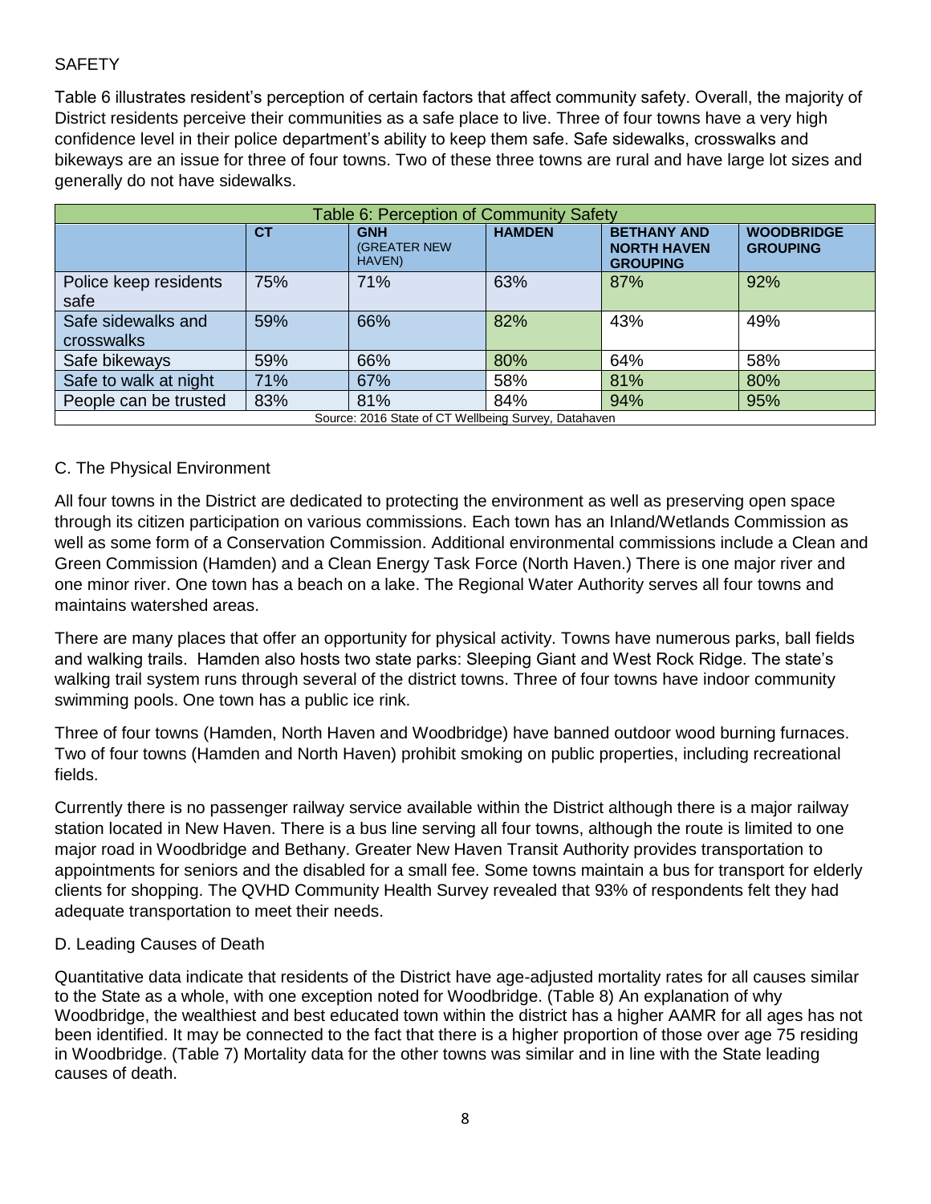SAFETY

Table 6 illustrates resident's perception of certain factors that affect community safety. Overall, the majority of District residents perceive their communities as a safe place to live. Three of four towns have a very high confidence level in their police department's ability to keep them safe. Safe sidewalks, crosswalks and bikeways are an issue for three of four towns. Two of these three towns are rural and have large lot sizes and generally do not have sidewalks.

Table 6: Perception of Community Safety

| | CT | GNH (GREATER NEW HAVEN) | HAMDEN | BETHANY AND NORTH HAVEN GROUPING | WOODBRIDGE GROUPING |
|---|---|---|---|---|---|
| Police keep residents safe | 75% | 71% | 63% | 87% | 92% |
| Safe sidewalks and crosswalks | 59% | 66% | 82% | 43% | 49% |
| Safe bikeways | 59% | 66% | 80% | 64% | 58% |
| Safe to walk at night | 71% | 67% | 58% | 81% | 80% |
| People can be trusted | 83% | 81% | 84% | 94% | 95% |

Source: 2016 State of CT Wellbeing Survey, Datahaven

## C. The Physical Environment

All four towns in the District are dedicated to protecting the environment as well as preserving open space through its citizen participation on various commissions. Each town has an Inland/Wetlands Commission as well as some form of a Conservation Commission. Additional environmental commissions include a Clean and Green Commission (Hamden) and a Clean Energy Task Force (North Haven.) There is one major river and one minor river. One town has a beach on a lake. The Regional Water Authority serves all four towns and maintains watershed areas.

There are many places that offer an opportunity for physical activity. Towns have numerous parks, ball fields and walking trails. Hamden also hosts two state parks: Sleeping Giant and West Rock Ridge. The state's walking trail system runs through several of the district towns. Three of four towns have indoor community swimming pools. One town has a public ice rink.

Three of four towns (Hamden, North Haven and Woodbridge) have banned outdoor wood burning furnaces. Two of four towns (Hamden and North Haven) prohibit smoking on public properties, including recreational fields.

Currently there is no passenger railway service available within the District although there is a major railway station located in New Haven. There is a bus line serving all four towns, although the route is limited to one major road in Woodbridge and Bethany. Greater New Haven Transit Authority provides transportation to appointments for seniors and the disabled for a small fee. Some towns maintain a bus for transport for elderly clients for shopping. The QVHD Community Health Survey revealed that 93% of respondents felt they had adequate transportation to meet their needs.

## D. Leading Causes of Death

Quantitative data indicate that residents of the District have age-adjusted mortality rates for all causes similar to the State as a whole, with one exception noted for Woodbridge. (Table 8) An explanation of why Woodbridge, the wealthiest and best educated town within the district has a higher AAMR for all ages has not been identified. It may be connected to the fact that there is a higher proportion of those over age 75 residing in Woodbridge. (Table 7) Mortality data for the other towns was similar and in line with the State leading causes of death.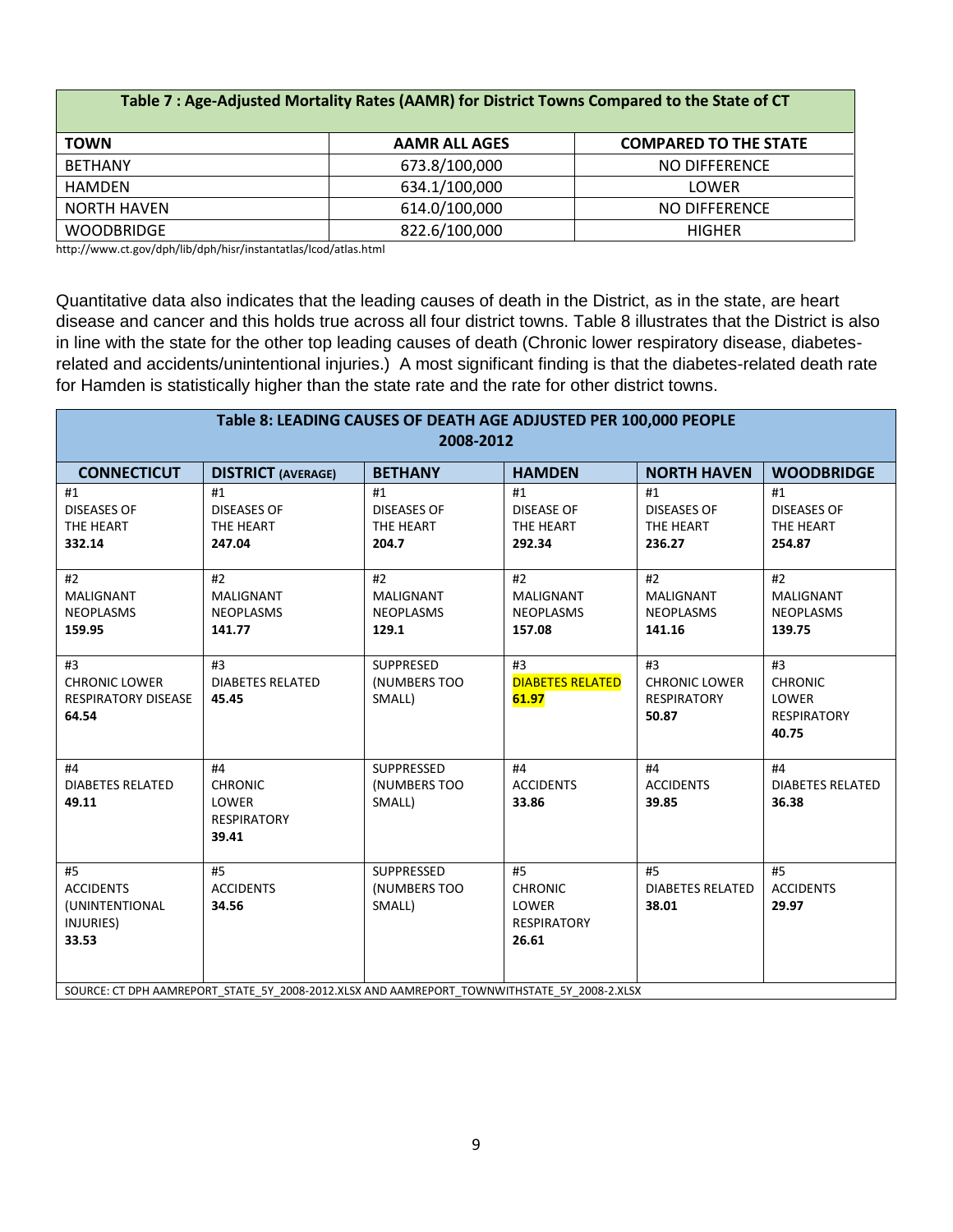| Table 7 : Age-Adjusted Mortality Rates (AAMR) for District Towns Compared to the State of CT | | |
|---|---|---|
| **TOWN** | **AAMR ALL AGES** | **COMPARED TO THE STATE** |
| BETHANY | 673.8/100,000 | NO DIFFERENCE |
| HAMDEN | 634.1/100,000 | LOWER |
| NORTH HAVEN | 614.0/100,000 | NO DIFFERENCE |
| WOODBRIDGE | 822.6/100,000 | HIGHER |

http://www.ct.gov/dph/lib/dph/hisr/instantatlas/lcod/atlas.html

Quantitative data also indicates that the leading causes of death in the District, as in the state, are heart disease and cancer and this holds true across all four district towns. Table 8 illustrates that the District is also in line with the state for the other top leading causes of death (Chronic lower respiratory disease, diabetes-related and accidents/unintentional injuries.) A most significant finding is that the diabetes-related death rate for Hamden is statistically higher than the state rate and the rate for other district towns.

**Table 8: LEADING CAUSES OF DEATH AGE ADJUSTED PER 100,000 PEOPLE 2008-2012**

| CONNECTICUT | DISTRICT (AVERAGE) | BETHANY | HAMDEN | NORTH HAVEN | WOODBRIDGE |
|---|---|---|---|---|---|
| #1 DISEASES OF THE HEART **332.14** | #1 DISEASES OF THE HEART **247.04** | #1 DISEASES OF THE HEART **204.7** | #1 DISEASE OF THE HEART **292.34** | #1 DISEASES OF THE HEART **236.27** | #1 DISEASES OF THE HEART **254.87** |
| #2 MALIGNANT NEOPLASMS **159.95** | #2 MALIGNANT NEOPLASMS **141.77** | #2 MALIGNANT NEOPLASMS **129.1** | #2 MALIGNANT NEOPLASMS **157.08** | #2 MALIGNANT NEOPLASMS **141.16** | #2 MALIGNANT NEOPLASMS **139.75** |
| #3 CHRONIC LOWER RESPIRATORY DISEASE **64.54** | #3 DIABETES RELATED **45.45** | SUPPRESED (NUMBERS TOO SMALL) | #3 DIABETES RELATED **61.97** | #3 CHRONIC LOWER RESPIRATORY **50.87** | #3 CHRONIC LOWER RESPIRATORY **40.75** |
| #4 DIABETES RELATED **49.11** | #4 CHRONIC LOWER RESPIRATORY **39.41** | SUPPRESSED (NUMBERS TOO SMALL) | #4 ACCIDENTS **33.86** | #4 ACCIDENTS **39.85** | #4 DIABETES RELATED **36.38** |
| #5 ACCIDENTS (UNINTENTIONAL INJURIES) **33.53** | #5 ACCIDENTS **34.56** | SUPPRESSED (NUMBERS TOO SMALL) | #5 CHRONIC LOWER RESPIRATORY **26.61** | #5 DIABETES RELATED **38.01** | #5 ACCIDENTS **29.97** |

SOURCE: CT DPH AAMREPORT_STATE_5Y_2008-2012.XLSX AND AAMREPORT_TOWNWITHSTATE_5Y_2008-2.XLSX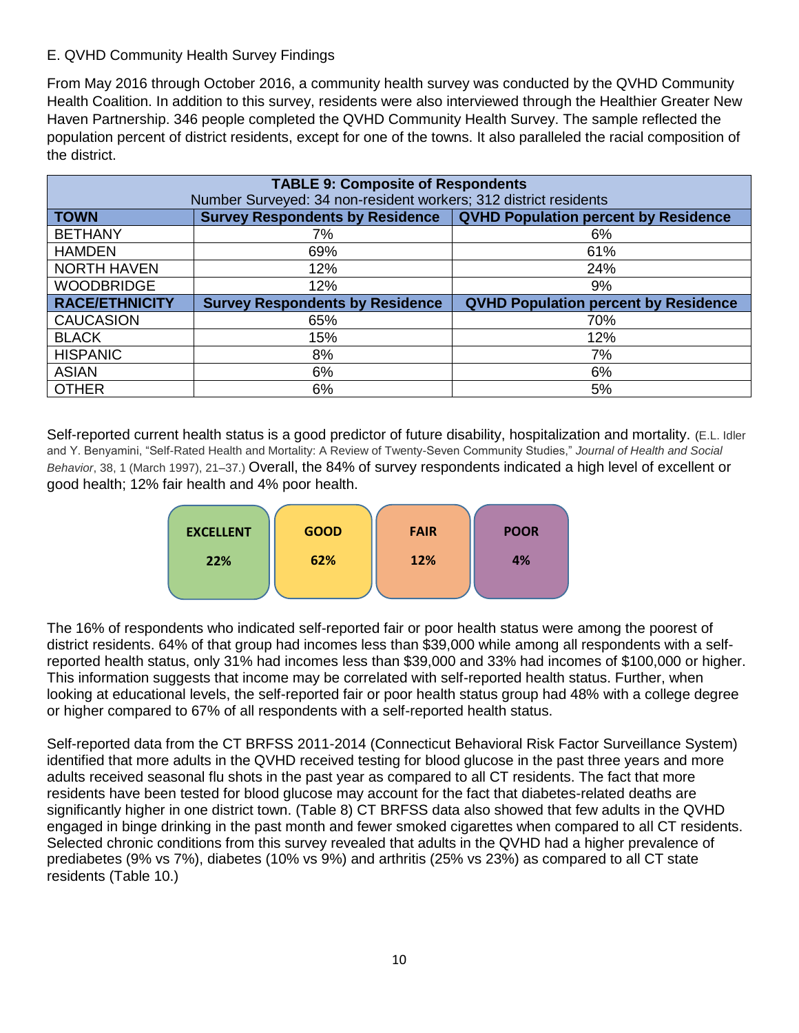E. QVHD Community Health Survey Findings

From May 2016 through October 2016, a community health survey was conducted by the QVHD Community Health Coalition. In addition to this survey, residents were also interviewed through the Healthier Greater New Haven Partnership. 346 people completed the QVHD Community Health Survey. The sample reflected the population percent of district residents, except for one of the towns. It also paralleled the racial composition of the district.

| TABLE 9: Composite of Respondents<br>Number Surveyed: 34 non-resident workers; 312 district residents | | |
|---|---|---|
| **TOWN** | **Survey Respondents by Residence** | **QVHD Population percent by Residence** |
| BETHANY | 7% | 6% |
| HAMDEN | 69% | 61% |
| NORTH HAVEN | 12% | 24% |
| WOODBRIDGE | 12% | 9% |
| **RACE/ETHNICITY** | **Survey Respondents by Residence** | **QVHD Population percent by Residence** |
| CAUCASION | 65% | 70% |
| BLACK | 15% | 12% |
| HISPANIC | 8% | 7% |
| ASIAN | 6% | 6% |
| OTHER | 6% | 5% |

Self-reported current health status is a good predictor of future disability, hospitalization and mortality. (E.L. Idler and Y. Benyamini, "Self-Rated Health and Mortality: A Review of Twenty-Seven Community Studies," *Journal of Health and Social Behavior*, 38, 1 (March 1997), 21–37.) Overall, the 84% of survey respondents indicated a high level of excellent or good health; 12% fair health and 4% poor health.

**EXCELLENT** **22%**

**GOOD** **62%**

**FAIR** **12%**

**POOR** **4%**

The 16% of respondents who indicated self-reported fair or poor health status were among the poorest of district residents. 64% of that group had incomes less than $39,000 while among all respondents with a self-reported health status, only 31% had incomes less than $39,000 and 33% had incomes of $100,000 or higher. This information suggests that income may be correlated with self-reported health status. Further, when looking at educational levels, the self-reported fair or poor health status group had 48% with a college degree or higher compared to 67% of all respondents with a self-reported health status.

Self-reported data from the CT BRFSS 2011-2014 (Connecticut Behavioral Risk Factor Surveillance System) identified that more adults in the QVHD received testing for blood glucose in the past three years and more adults received seasonal flu shots in the past year as compared to all CT residents. The fact that more residents have been tested for blood glucose may account for the fact that diabetes-related deaths are significantly higher in one district town. (Table 8) CT BRFSS data also showed that few adults in the QVHD engaged in binge drinking in the past month and fewer smoked cigarettes when compared to all CT residents. Selected chronic conditions from this survey revealed that adults in the QVHD had a higher prevalence of prediabetes (9% vs 7%), diabetes (10% vs 9%) and arthritis (25% vs 23%) as compared to all CT state residents (Table 10.)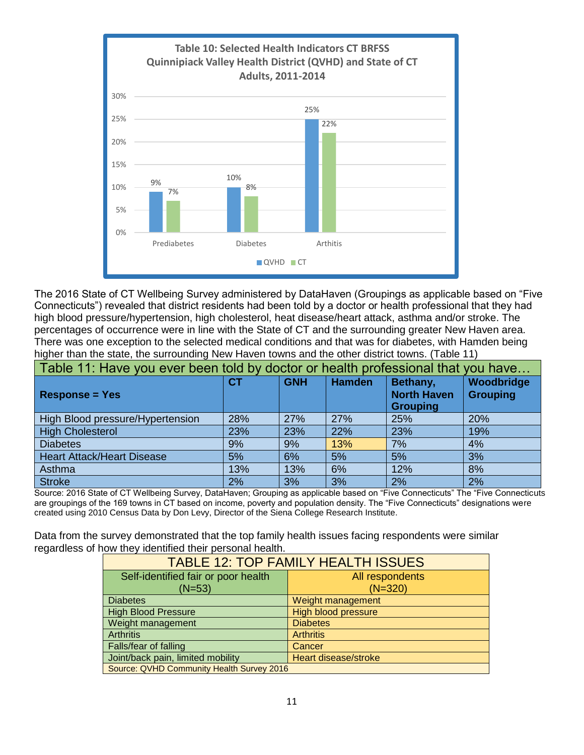Table 10: Selected Health Indicators CT BRFSS Quinnipiack Valley Health District (QVHD) and State of CT Adults, 2011-2014

30%
25%
20%
15%
10%
5%
0%

9%
7%
10%
8%
25%
22%

Prediabetes
Diabetes
Arthitis

QVHD CT

The 2016 State of CT Wellbeing Survey administered by DataHaven (Groupings as applicable based on "Five Connecticuts") revealed that district residents had been told by a doctor or health professional that they had high blood pressure/hypertension, high cholesterol, heat disease/heart attack, asthma and/or stroke. The percentages of occurrence were in line with the State of CT and the surrounding greater New Haven area. There was one exception to the selected medical conditions and that was for diabetes, with Hamden being higher than the state, the surrounding New Haven towns and the other district towns. (Table 11)

**Table 11: Have you ever been told by doctor or health professional that you have…**

| Response = Yes | CT | GNH | Hamden | Bethany, North Haven Grouping | Woodbridge Grouping |
|---|---|---|---|---|---|
| High Blood pressure/Hypertension | 28% | 27% | 27% | 25% | 20% |
| High Cholesterol | 23% | 23% | 22% | 23% | 19% |
| Diabetes | 9% | 9% | 13% | 7% | 4% |
| Heart Attack/Heart Disease | 5% | 6% | 5% | 5% | 3% |
| Asthma | 13% | 13% | 6% | 12% | 8% |
| Stroke | 2% | 3% | 3% | 2% | 2% |

Source: 2016 State of CT Wellbeing Survey, DataHaven; Grouping as applicable based on "Five Connecticuts" The "Five Connecticuts are groupings of the 169 towns in CT based on income, poverty and population density. The "Five Connecticuts" designations were created using 2010 Census Data by Don Levy, Director of the Siena College Research Institute.

Data from the survey demonstrated that the top family health issues facing respondents were similar regardless of how they identified their personal health.

**TABLE 12: TOP FAMILY HEALTH ISSUES**

| Self-identified fair or poor health (N=53) | All respondents (N=320) |
|---|---|
| Diabetes | Weight management |
| High Blood Pressure | High blood pressure |
| Weight management | Diabetes |
| Arthritis | Arthritis |
| Falls/fear of falling | Cancer |
| Joint/back pain, limited mobility | Heart disease/stroke |

Source: QVHD Community Health Survey 2016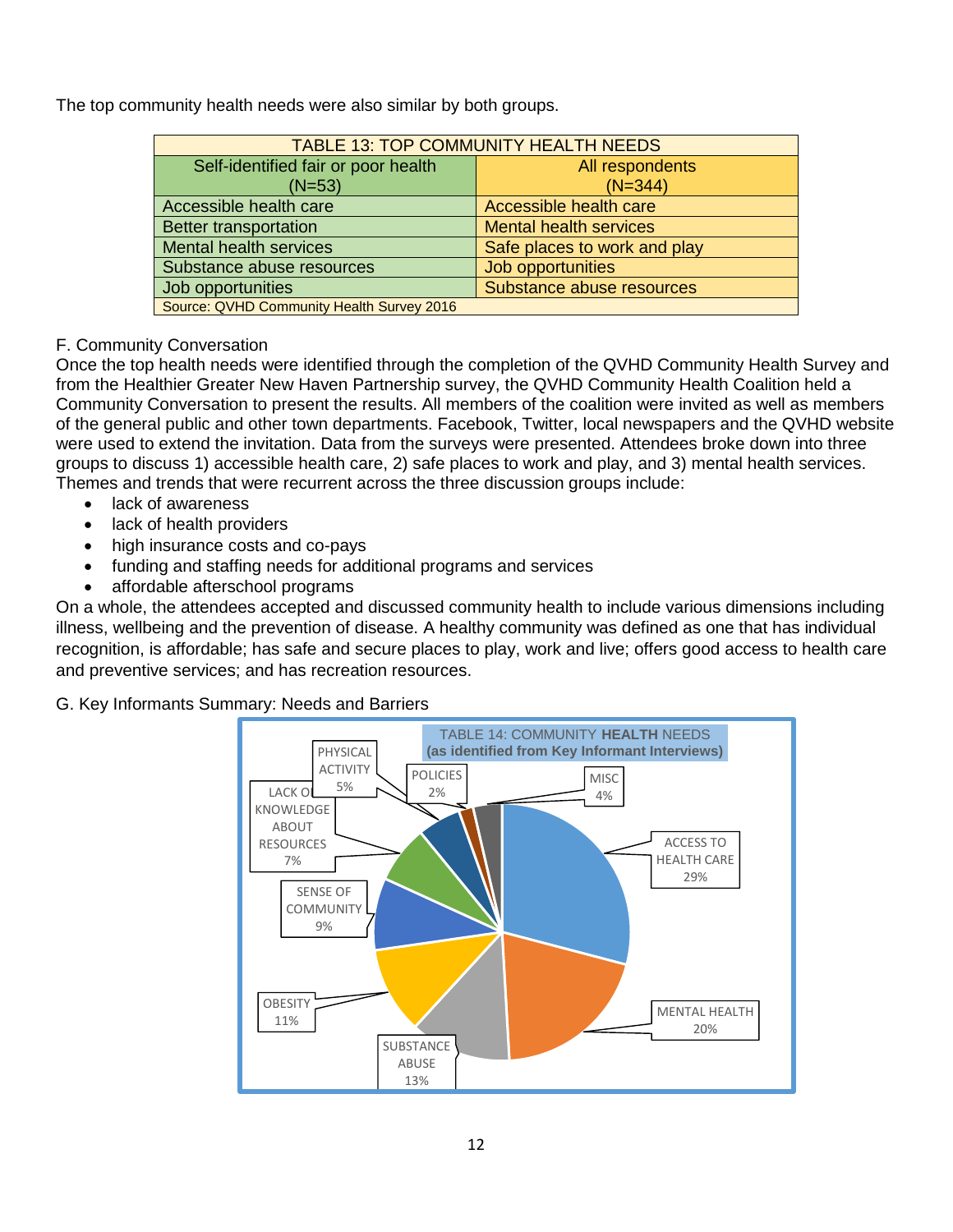The top community health needs were also similar by both groups.

| TABLE 13: TOP COMMUNITY HEALTH NEEDS | |
|---|---|
| Self-identified fair or poor health (N=53) | All respondents (N=344) |
| Accessible health care | Accessible health care |
| Better transportation | Mental health services |
| Mental health services | Safe places to work and play |
| Substance abuse resources | Job opportunities |
| Job opportunities | Substance abuse resources |
| Source: QVHD Community Health Survey 2016 | |

F. Community Conversation

Once the top health needs were identified through the completion of the QVHD Community Health Survey and from the Healthier Greater New Haven Partnership survey, the QVHD Community Health Coalition held a Community Conversation to present the results. All members of the coalition were invited as well as members of the general public and other town departments. Facebook, Twitter, local newspapers and the QVHD website were used to extend the invitation. Data from the surveys were presented. Attendees broke down into three groups to discuss 1) accessible health care, 2) safe places to work and play, and 3) mental health services. Themes and trends that were recurrent across the three discussion groups include:

- lack of awareness
- lack of health providers
- high insurance costs and co-pays
- funding and staffing needs for additional programs and services
- affordable afterschool programs

On a whole, the attendees accepted and discussed community health to include various dimensions including illness, wellbeing and the prevention of disease. A healthy community was defined as one that has individual recognition, is affordable; has safe and secure places to play, work and live; offers good access to health care and preventive services; and has recreation resources.

G. Key Informants Summary: Needs and Barriers

TABLE 14: COMMUNITY **HEALTH** NEEDS **(as identified from Key Informant Interviews)**

ACCESS TO HEALTH CARE 29%
MENTAL HEALTH 20%
SUBSTANCE ABUSE 13%
OBESITY 11%
SENSE OF COMMUNITY 9%
LACK OF KNOWLEDGE ABOUT RESOURCES 7%
PHYSICAL ACTIVITY 5%
POLICIES 2%
MISC 4%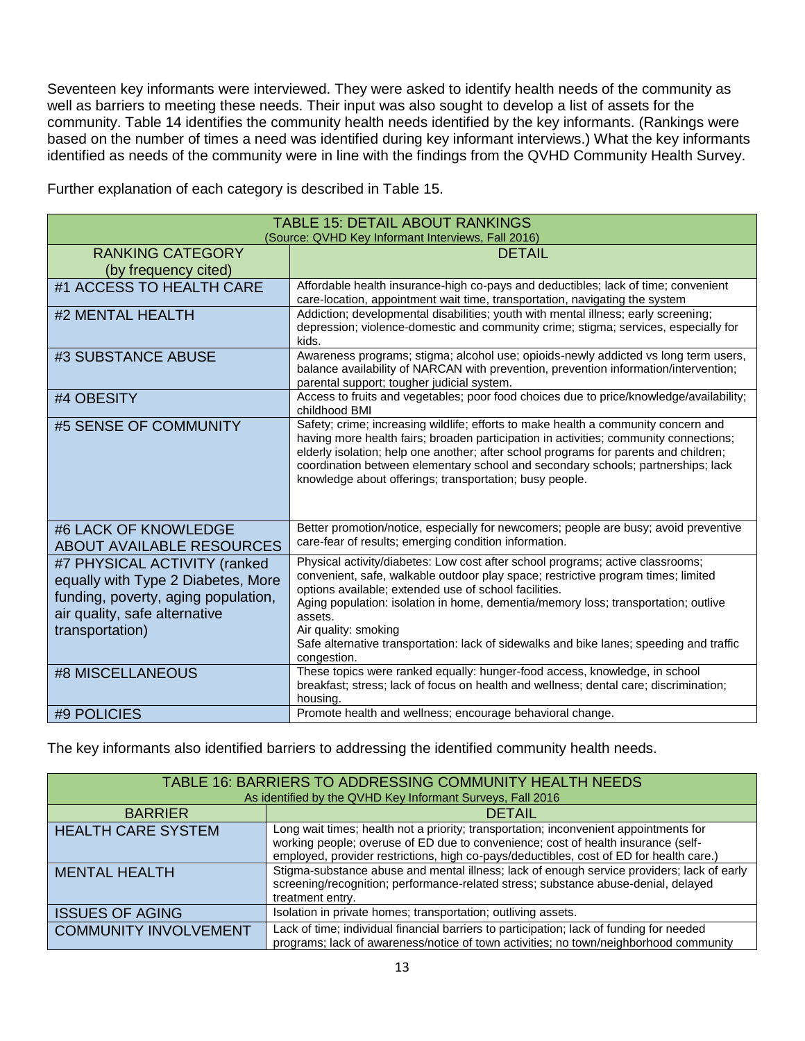Seventeen key informants were interviewed. They were asked to identify health needs of the community as well as barriers to meeting these needs. Their input was also sought to develop a list of assets for the community. Table 14 identifies the community health needs identified by the key informants. (Rankings were based on the number of times a need was identified during key informant interviews.) What the key informants identified as needs of the community were in line with the findings from the QVHD Community Health Survey.

Further explanation of each category is described in Table 15.

| TABLE 15: DETAIL ABOUT RANKINGS (Source: QVHD Key Informant Interviews, Fall 2016) | |
|---|---|
| RANKING CATEGORY (by frequency cited) | DETAIL |
| #1 ACCESS TO HEALTH CARE | Affordable health insurance-high co-pays and deductibles; lack of time; convenient care-location, appointment wait time, transportation, navigating the system |
| #2 MENTAL HEALTH | Addiction; developmental disabilities; youth with mental illness; early screening; depression; violence-domestic and community crime; stigma; services, especially for kids. |
| #3 SUBSTANCE ABUSE | Awareness programs; stigma; alcohol use; opioids-newly addicted vs long term users, balance availability of NARCAN with prevention, prevention information/intervention; parental support; tougher judicial system. |
| #4 OBESITY | Access to fruits and vegetables; poor food choices due to price/knowledge/availability; childhood BMI |
| #5 SENSE OF COMMUNITY | Safety; crime; increasing wildlife; efforts to make health a community concern and having more health fairs; broaden participation in activities; community connections; elderly isolation; help one another; after school programs for parents and children; coordination between elementary school and secondary schools; partnerships; lack knowledge about offerings; transportation; busy people. |
| #6 LACK OF KNOWLEDGE ABOUT AVAILABLE RESOURCES | Better promotion/notice, especially for newcomers; people are busy; avoid preventive care-fear of results; emerging condition information. |
| #7 PHYSICAL ACTIVITY (ranked equally with Type 2 Diabetes, More funding, poverty, aging population, air quality, safe alternative transportation) | Physical activity/diabetes: Low cost after school programs; active classrooms; convenient, safe, walkable outdoor play space; restrictive program times; limited options available; extended use of school facilities.<br>Aging population: isolation in home, dementia/memory loss; transportation; outlive assets.<br>Air quality: smoking<br>Safe alternative transportation: lack of sidewalks and bike lanes; speeding and traffic congestion. |
| #8 MISCELLANEOUS | These topics were ranked equally: hunger-food access, knowledge, in school breakfast; stress; lack of focus on health and wellness; dental care; discrimination; housing. |
| #9 POLICIES | Promote health and wellness; encourage behavioral change. |

The key informants also identified barriers to addressing the identified community health needs.

| TABLE 16: BARRIERS TO ADDRESSING COMMUNITY HEALTH NEEDS As identified by the QVHD Key Informant Surveys, Fall 2016 | |
|---|---|
| BARRIER | DETAIL |
| HEALTH CARE SYSTEM | Long wait times; health not a priority; transportation; inconvenient appointments for working people; overuse of ED due to convenience; cost of health insurance (self-employed, provider restrictions, high co-pays/deductibles, cost of ED for health care.) |
| MENTAL HEALTH | Stigma-substance abuse and mental illness; lack of enough service providers; lack of early screening/recognition; performance-related stress; substance abuse-denial, delayed treatment entry. |
| ISSUES OF AGING | Isolation in private homes; transportation; outliving assets. |
| COMMUNITY INVOLVEMENT | Lack of time; individual financial barriers to participation; lack of funding for needed programs; lack of awareness/notice of town activities; no town/neighborhood community |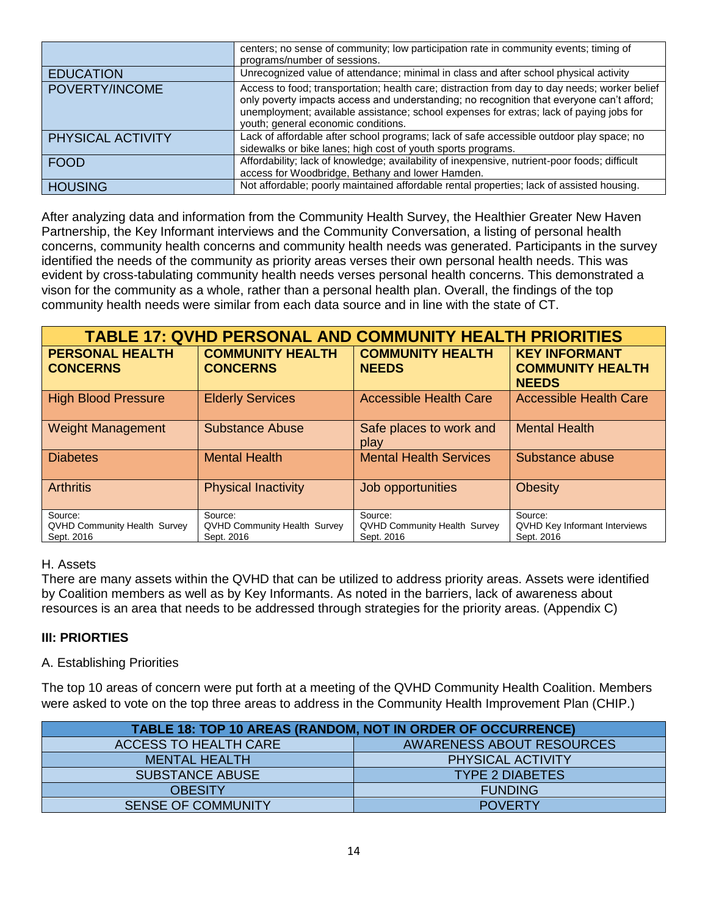| | |
|---|---|
| | centers; no sense of community; low participation rate in community events; timing of programs/number of sessions. |
| EDUCATION | Unrecognized value of attendance; minimal in class and after school physical activity |
| POVERTY/INCOME | Access to food; transportation; health care; distraction from day to day needs; worker belief only poverty impacts access and understanding; no recognition that everyone can't afford; unemployment; available assistance; school expenses for extras; lack of paying jobs for youth; general economic conditions. |
| PHYSICAL ACTIVITY | Lack of affordable after school programs; lack of safe accessible outdoor play space; no sidewalks or bike lanes; high cost of youth sports programs. |
| FOOD | Affordability; lack of knowledge; availability of inexpensive, nutrient-poor foods; difficult access for Woodbridge, Bethany and lower Hamden. |
| HOUSING | Not affordable; poorly maintained affordable rental properties; lack of assisted housing. |

After analyzing data and information from the Community Health Survey, the Healthier Greater New Haven Partnership, the Key Informant interviews and the Community Conversation, a listing of personal health concerns, community health concerns and community health needs was generated. Participants in the survey identified the needs of the community as priority areas verses their own personal health needs. This was evident by cross-tabulating community health needs verses personal health concerns. This demonstrated a vison for the community as a whole, rather than a personal health plan. Overall, the findings of the top community health needs were similar from each data source and in line with the state of CT.

**TABLE 17: QVHD PERSONAL AND COMMUNITY HEALTH PRIORITIES**

| PERSONAL HEALTH CONCERNS | COMMUNITY HEALTH CONCERNS | COMMUNITY HEALTH NEEDS | KEY INFORMANT COMMUNITY HEALTH NEEDS |
|---|---|---|---|
| High Blood Pressure | Elderly Services | Accessible Health Care | Accessible Health Care |
| Weight Management | Substance Abuse | Safe places to work and play | Mental Health |
| Diabetes | Mental Health | Mental Health Services | Substance abuse |
| Arthritis | Physical Inactivity | Job opportunities | Obesity |
| Source: QVHD Community Health Survey Sept. 2016 | Source: QVHD Community Health Survey Sept. 2016 | Source: QVHD Community Health Survey Sept. 2016 | Source: QVHD Key Informant Interviews Sept. 2016 |

H. Assets

There are many assets within the QVHD that can be utilized to address priority areas. Assets were identified by Coalition members as well as by Key Informants. As noted in the barriers, lack of awareness about resources is an area that needs to be addressed through strategies for the priority areas. (Appendix C)

## III: PRIORTIES

A. Establishing Priorities

The top 10 areas of concern were put forth at a meeting of the QVHD Community Health Coalition. Members were asked to vote on the top three areas to address in the Community Health Improvement Plan (CHIP.)

**TABLE 18: TOP 10 AREAS (RANDOM, NOT IN ORDER OF OCCURRENCE)**

| | |
|---|---|
| ACCESS TO HEALTH CARE | AWARENESS ABOUT RESOURCES |
| MENTAL HEALTH | PHYSICAL ACTIVITY |
| SUBSTANCE ABUSE | TYPE 2 DIABETES |
| OBESITY | FUNDING |
| SENSE OF COMMUNITY | POVERTY |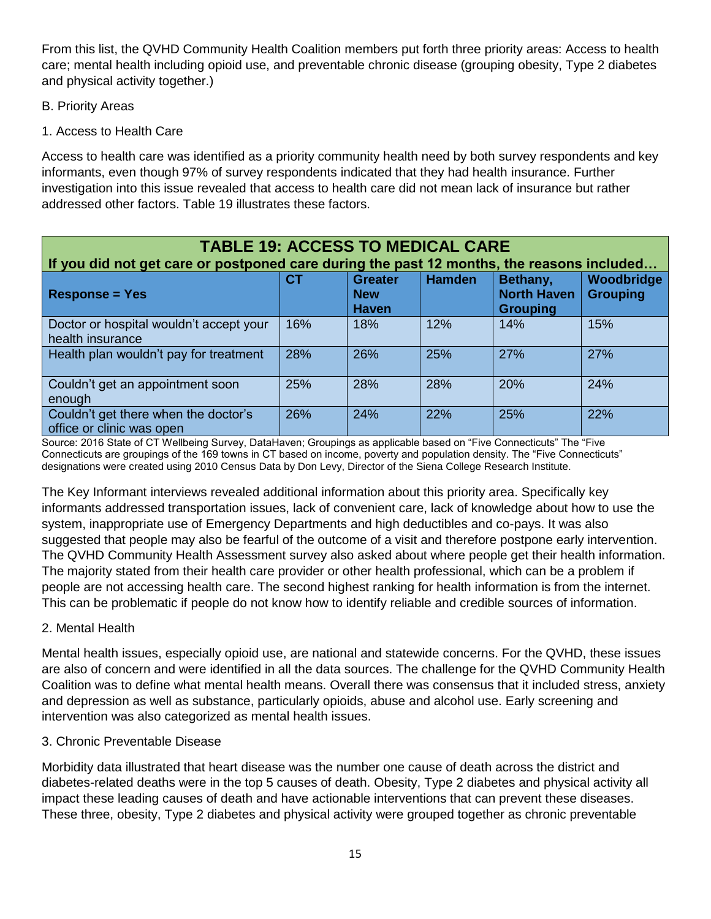From this list, the QVHD Community Health Coalition members put forth three priority areas: Access to health care; mental health including opioid use, and preventable chronic disease (grouping obesity, Type 2 diabetes and physical activity together.)

## B. Priority Areas

### 1. Access to Health Care

Access to health care was identified as a priority community health need by both survey respondents and key informants, even though 97% of survey respondents indicated that they had health insurance. Further investigation into this issue revealed that access to health care did not mean lack of insurance but rather addressed other factors. Table 19 illustrates these factors.

**TABLE 19: ACCESS TO MEDICAL CARE**

**If you did not get care or postponed care during the past 12 months, the reasons included…**

| Response = Yes | CT | Greater New Haven | Hamden | Bethany, North Haven Grouping | Woodbridge Grouping |
|---|---|---|---|---|---|
| Doctor or hospital wouldn't accept your health insurance | 16% | 18% | 12% | 14% | 15% |
| Health plan wouldn't pay for treatment | 28% | 26% | 25% | 27% | 27% |
| Couldn't get an appointment soon enough | 25% | 28% | 28% | 20% | 24% |
| Couldn't get there when the doctor's office or clinic was open | 26% | 24% | 22% | 25% | 22% |

Source: 2016 State of CT Wellbeing Survey, DataHaven; Groupings as applicable based on "Five Connecticuts" The "Five Connecticuts are groupings of the 169 towns in CT based on income, poverty and population density. The "Five Connecticuts" designations were created using 2010 Census Data by Don Levy, Director of the Siena College Research Institute.

The Key Informant interviews revealed additional information about this priority area. Specifically key informants addressed transportation issues, lack of convenient care, lack of knowledge about how to use the system, inappropriate use of Emergency Departments and high deductibles and co-pays. It was also suggested that people may also be fearful of the outcome of a visit and therefore postpone early intervention. The QVHD Community Health Assessment survey also asked about where people get their health information. The majority stated from their health care provider or other health professional, which can be a problem if people are not accessing health care. The second highest ranking for health information is from the internet. This can be problematic if people do not know how to identify reliable and credible sources of information.

### 2. Mental Health

Mental health issues, especially opioid use, are national and statewide concerns. For the QVHD, these issues are also of concern and were identified in all the data sources. The challenge for the QVHD Community Health Coalition was to define what mental health means. Overall there was consensus that it included stress, anxiety and depression as well as substance, particularly opioids, abuse and alcohol use. Early screening and intervention was also categorized as mental health issues.

### 3. Chronic Preventable Disease

Morbidity data illustrated that heart disease was the number one cause of death across the district and diabetes-related deaths were in the top 5 causes of death. Obesity, Type 2 diabetes and physical activity all impact these leading causes of death and have actionable interventions that can prevent these diseases. These three, obesity, Type 2 diabetes and physical activity were grouped together as chronic preventable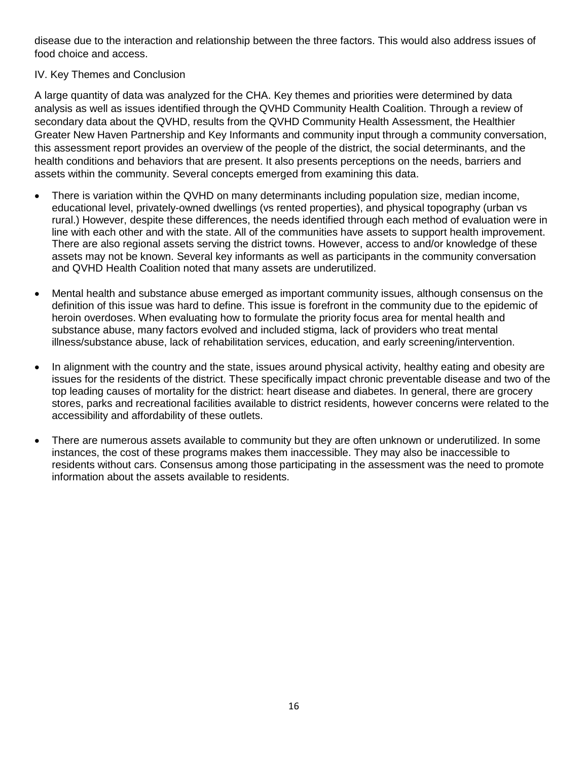disease due to the interaction and relationship between the three factors. This would also address issues of food choice and access.

## IV. Key Themes and Conclusion

A large quantity of data was analyzed for the CHA. Key themes and priorities were determined by data analysis as well as issues identified through the QVHD Community Health Coalition. Through a review of secondary data about the QVHD, results from the QVHD Community Health Assessment, the Healthier Greater New Haven Partnership and Key Informants and community input through a community conversation, this assessment report provides an overview of the people of the district, the social determinants, and the health conditions and behaviors that are present. It also presents perceptions on the needs, barriers and assets within the community. Several concepts emerged from examining this data.

- There is variation within the QVHD on many determinants including population size, median income, educational level, privately-owned dwellings (vs rented properties), and physical topography (urban vs rural.) However, despite these differences, the needs identified through each method of evaluation were in line with each other and with the state. All of the communities have assets to support health improvement. There are also regional assets serving the district towns. However, access to and/or knowledge of these assets may not be known. Several key informants as well as participants in the community conversation and QVHD Health Coalition noted that many assets are underutilized.

- Mental health and substance abuse emerged as important community issues, although consensus on the definition of this issue was hard to define. This issue is forefront in the community due to the epidemic of heroin overdoses. When evaluating how to formulate the priority focus area for mental health and substance abuse, many factors evolved and included stigma, lack of providers who treat mental illness/substance abuse, lack of rehabilitation services, education, and early screening/intervention.

- In alignment with the country and the state, issues around physical activity, healthy eating and obesity are issues for the residents of the district. These specifically impact chronic preventable disease and two of the top leading causes of mortality for the district: heart disease and diabetes. In general, there are grocery stores, parks and recreational facilities available to district residents, however concerns were related to the accessibility and affordability of these outlets.

- There are numerous assets available to community but they are often unknown or underutilized. In some instances, the cost of these programs makes them inaccessible. They may also be inaccessible to residents without cars. Consensus among those participating in the assessment was the need to promote information about the assets available to residents.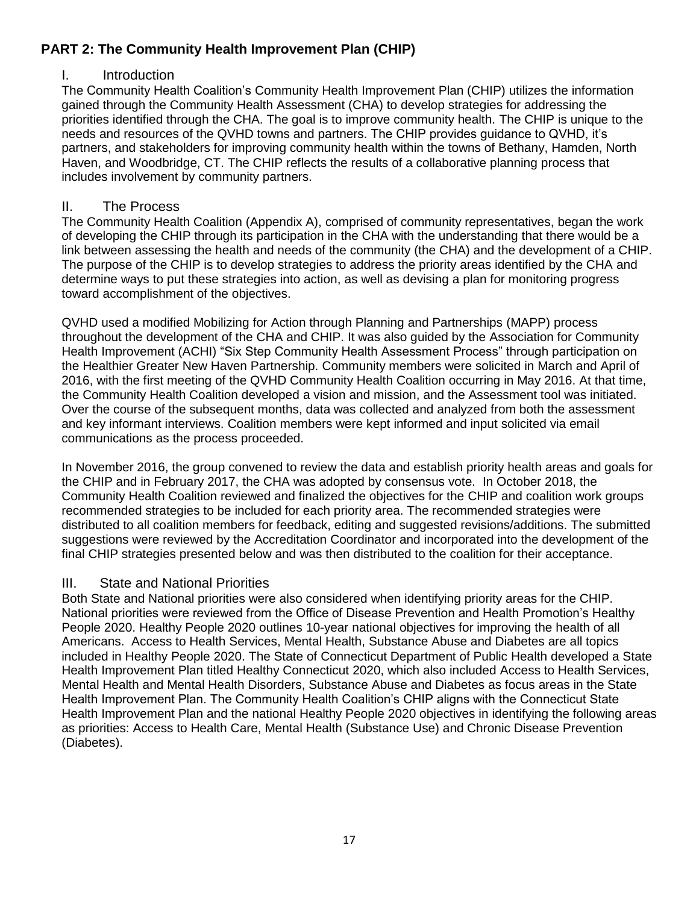## PART 2: The Community Health Improvement Plan (CHIP)

### I. Introduction

The Community Health Coalition's Community Health Improvement Plan (CHIP) utilizes the information gained through the Community Health Assessment (CHA) to develop strategies for addressing the priorities identified through the CHA. The goal is to improve community health. The CHIP is unique to the needs and resources of the QVHD towns and partners. The CHIP provides guidance to QVHD, it's partners, and stakeholders for improving community health within the towns of Bethany, Hamden, North Haven, and Woodbridge, CT. The CHIP reflects the results of a collaborative planning process that includes involvement by community partners.

### II. The Process

The Community Health Coalition (Appendix A), comprised of community representatives, began the work of developing the CHIP through its participation in the CHA with the understanding that there would be a link between assessing the health and needs of the community (the CHA) and the development of a CHIP. The purpose of the CHIP is to develop strategies to address the priority areas identified by the CHA and determine ways to put these strategies into action, as well as devising a plan for monitoring progress toward accomplishment of the objectives.

QVHD used a modified Mobilizing for Action through Planning and Partnerships (MAPP) process throughout the development of the CHA and CHIP. It was also guided by the Association for Community Health Improvement (ACHI) "Six Step Community Health Assessment Process" through participation on the Healthier Greater New Haven Partnership. Community members were solicited in March and April of 2016, with the first meeting of the QVHD Community Health Coalition occurring in May 2016. At that time, the Community Health Coalition developed a vision and mission, and the Assessment tool was initiated. Over the course of the subsequent months, data was collected and analyzed from both the assessment and key informant interviews. Coalition members were kept informed and input solicited via email communications as the process proceeded.

In November 2016, the group convened to review the data and establish priority health areas and goals for the CHIP and in February 2017, the CHA was adopted by consensus vote. In October 2018, the Community Health Coalition reviewed and finalized the objectives for the CHIP and coalition work groups recommended strategies to be included for each priority area. The recommended strategies were distributed to all coalition members for feedback, editing and suggested revisions/additions. The submitted suggestions were reviewed by the Accreditation Coordinator and incorporated into the development of the final CHIP strategies presented below and was then distributed to the coalition for their acceptance.

### III. State and National Priorities

Both State and National priorities were also considered when identifying priority areas for the CHIP. National priorities were reviewed from the Office of Disease Prevention and Health Promotion's Healthy People 2020. Healthy People 2020 outlines 10-year national objectives for improving the health of all Americans. Access to Health Services, Mental Health, Substance Abuse and Diabetes are all topics included in Healthy People 2020. The State of Connecticut Department of Public Health developed a State Health Improvement Plan titled Healthy Connecticut 2020, which also included Access to Health Services, Mental Health and Mental Health Disorders, Substance Abuse and Diabetes as focus areas in the State Health Improvement Plan. The Community Health Coalition's CHIP aligns with the Connecticut State Health Improvement Plan and the national Healthy People 2020 objectives in identifying the following areas as priorities: Access to Health Care, Mental Health (Substance Use) and Chronic Disease Prevention (Diabetes).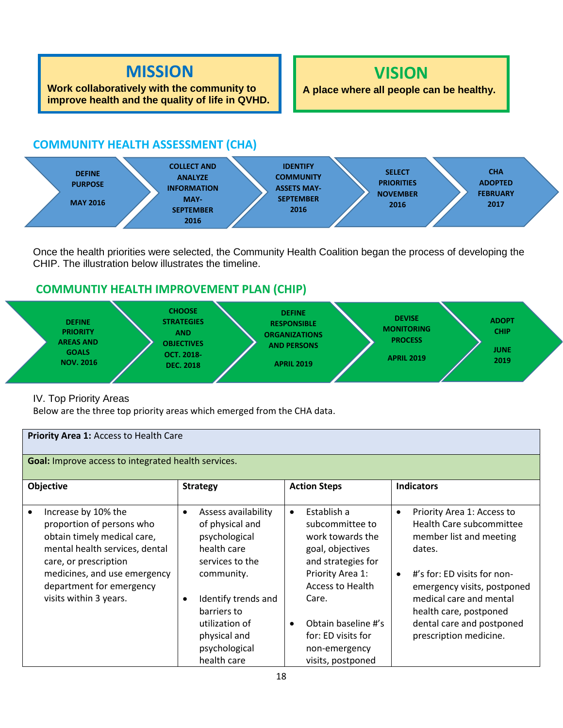**MISSION**

**Work collaboratively with the community to improve health and the quality of life in QVHD.**

**VISION**

**A place where all people can be healthy.**

## COMMUNITY HEALTH ASSESSMENT (CHA)

DEFINE PURPOSE MAY 2016

COLLECT AND ANALYZE INFORMATION MAY-SEPTEMBER 2016

IDENTIFY COMMUNITY ASSETS MAY-SEPTEMBER 2016

SELECT PRIORITIES NOVEMBER 2016

CHA ADOPTED FEBRUARY 2017

Once the health priorities were selected, the Community Health Coalition began the process of developing the CHIP. The illustration below illustrates the timeline.

## COMMUNTIY HEALTH IMPROVEMENT PLAN (CHIP)

DEFINE PRIORITY AREAS AND GOALS NOV. 2016

CHOOSE STRATEGIES AND OBJECTIVES OCT. 2018-DEC. 2018

DEFINE RESPONSIBLE ORGANIZATIONS AND PERSONS APRIL 2019

DEVISE MONITORING PROCESS APRIL 2019

ADOPT CHIP JUNE 2019

## IV. Top Priority Areas

Below are the three top priority areas which emerged from the CHA data.

| **Priority Area 1:** Access to Health Care | | | |
|---|---|---|---|
| **Goal:** Improve access to integrated health services. | | | |
| **Objective** | **Strategy** | **Action Steps** | **Indicators** |
| • Increase by 10% the proportion of persons who obtain timely medical care, mental health services, dental care, or prescription medicines, and use emergency department for emergency visits within 3 years. | • Assess availability of physical and psychological health care services to the community.<br><br>• Identify trends and barriers to utilization of physical and psychological health care | • Establish a subcommittee to work towards the goal, objectives and strategies for Priority Area 1: Access to Health Care.<br><br>• Obtain baseline #'s for: ED visits for non-emergency visits, postponed | • Priority Area 1: Access to Health Care subcommittee member list and meeting dates.<br><br>• #'s for: ED visits for non-emergency visits, postponed medical care and mental health care, postponed dental care and postponed prescription medicine. |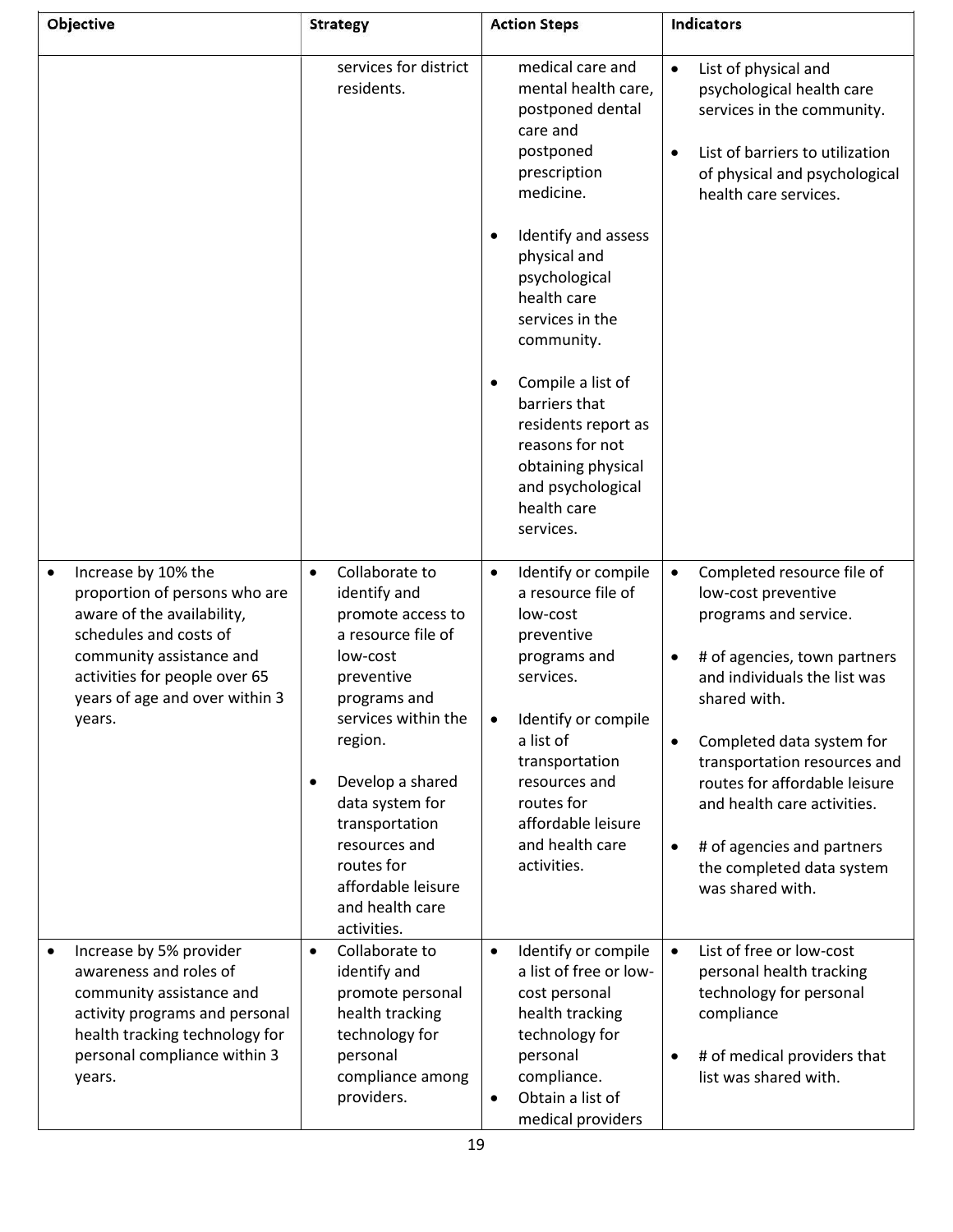| Objective | Strategy | Action Steps | Indicators |
|---|---|---|---|
| | services for district residents. | medical care and mental health care, postponed dental care and postponed prescription medicine.<br><br>• Identify and assess physical and psychological health care services in the community.<br><br>• Compile a list of barriers that residents report as reasons for not obtaining physical and psychological health care services. | • List of physical and psychological health care services in the community.<br><br>• List of barriers to utilization of physical and psychological health care services. |
| • Increase by 10% the proportion of persons who are aware of the availability, schedules and costs of community assistance and activities for people over 65 years of age and over within 3 years. | • Collaborate to identify and promote access to a resource file of low-cost preventive programs and services within the region.<br><br>• Develop a shared data system for transportation resources and routes for affordable leisure and health care activities. | • Identify or compile a resource file of low-cost preventive programs and services.<br><br>• Identify or compile a list of transportation resources and routes for affordable leisure and health care activities. | • Completed resource file of low-cost preventive programs and service.<br><br>• # of agencies, town partners and individuals the list was shared with.<br><br>• Completed data system for transportation resources and routes for affordable leisure and health care activities.<br><br>• # of agencies and partners the completed data system was shared with. |
| • Increase by 5% provider awareness and roles of community assistance and activity programs and personal health tracking technology for personal compliance within 3 years. | • Collaborate to identify and promote personal health tracking technology for personal compliance among providers. | • Identify or compile a list of free or low-cost personal health tracking technology for personal compliance.<br>• Obtain a list of medical providers | • List of free or low-cost personal health tracking technology for personal compliance<br><br>• # of medical providers that list was shared with. |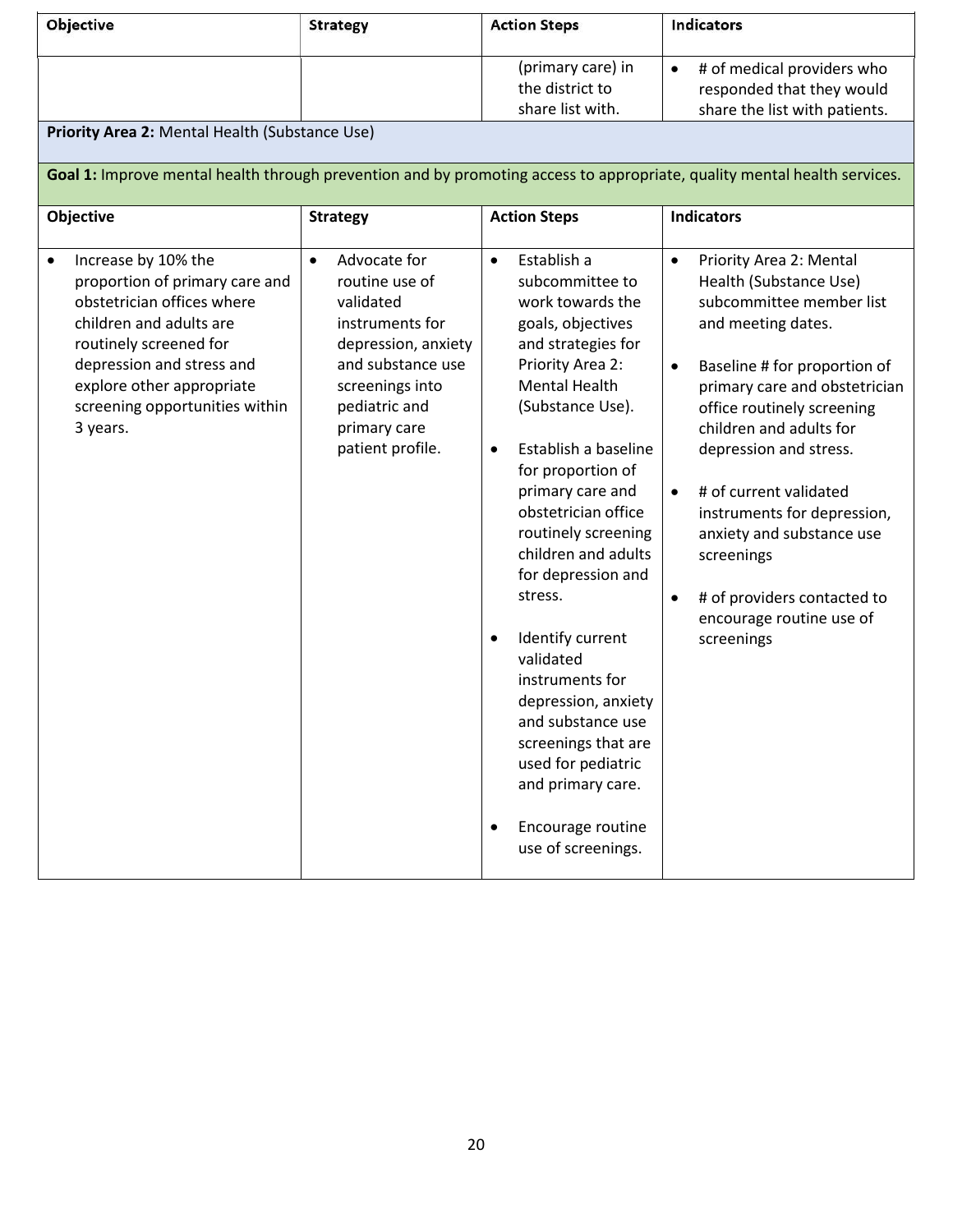| Objective | Strategy | Action Steps | Indicators |
|---|---|---|---|
| | | (primary care) in the district to share list with. | • # of medical providers who responded that they would share the list with patients. |

**Priority Area 2:** Mental Health (Substance Use)

**Goal 1:** Improve mental health through prevention and by promoting access to appropriate, quality mental health services.

| Objective | Strategy | Action Steps | Indicators |
|---|---|---|---|
| • Increase by 10% the proportion of primary care and obstetrician offices where children and adults are routinely screened for depression and stress and explore other appropriate screening opportunities within 3 years. | • Advocate for routine use of validated instruments for depression, anxiety and substance use screenings into pediatric and primary care patient profile. | • Establish a subcommittee to work towards the goals, objectives and strategies for Priority Area 2: Mental Health (Substance Use).<br><br>• Establish a baseline for proportion of primary care and obstetrician office routinely screening children and adults for depression and stress.<br><br>• Identify current validated instruments for depression, anxiety and substance use screenings that are used for pediatric and primary care.<br><br>• Encourage routine use of screenings. | • Priority Area 2: Mental Health (Substance Use) subcommittee member list and meeting dates.<br><br>• Baseline # for proportion of primary care and obstetrician office routinely screening children and adults for depression and stress.<br><br>• # of current validated instruments for depression, anxiety and substance use screenings<br><br>• # of providers contacted to encourage routine use of screenings |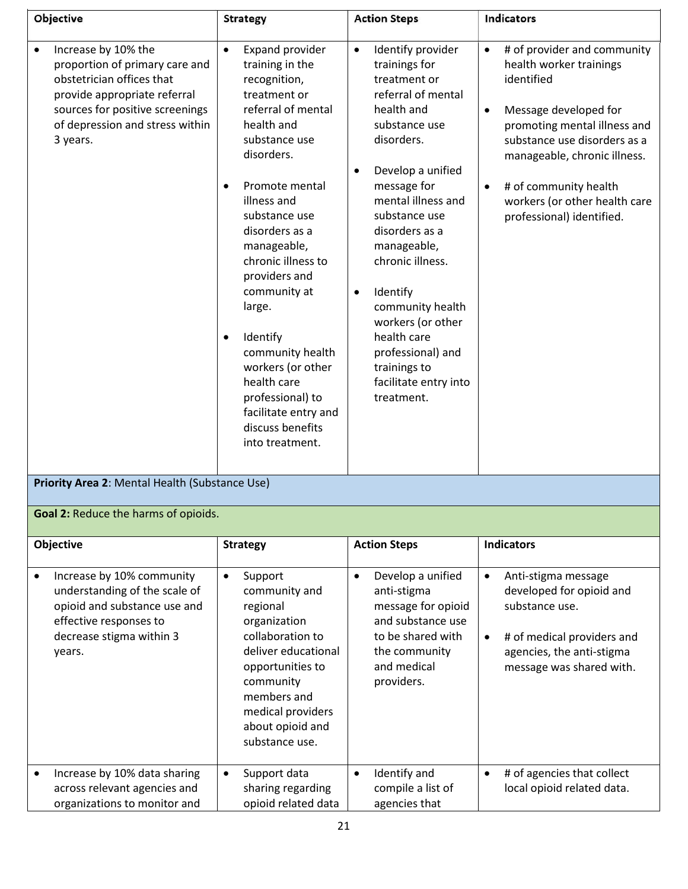| Objective | Strategy | Action Steps | Indicators |
|---|---|---|---|
| • Increase by 10% the proportion of primary care and obstetrician offices that provide appropriate referral sources for positive screenings of depression and stress within 3 years. | • Expand provider training in the recognition, treatment or referral of mental health and substance use disorders.<br><br>• Promote mental illness and substance use disorders as a manageable, chronic illness to providers and community at large.<br><br>• Identify community health workers (or other health care professional) to facilitate entry and discuss benefits into treatment. | • Identify provider trainings for treatment or referral of mental health and substance use disorders.<br><br>• Develop a unified message for mental illness and substance use disorders as a manageable, chronic illness.<br><br>• Identify community health workers (or other health care professional) and trainings to facilitate entry into treatment. | • # of provider and community health worker trainings identified<br><br>• Message developed for promoting mental illness and substance use disorders as a manageable, chronic illness.<br><br>• # of community health workers (or other health care professional) identified. |

**Priority Area 2**: Mental Health (Substance Use)

**Goal 2:** Reduce the harms of opioids.

| Objective | Strategy | Action Steps | Indicators |
|---|---|---|---|
| • Increase by 10% community understanding of the scale of opioid and substance use and effective responses to decrease stigma within 3 years. | • Support community and regional organization collaboration to deliver educational opportunities to community members and medical providers about opioid and substance use. | • Develop a unified anti-stigma message for opioid and substance use to be shared with the community and medical providers. | • Anti-stigma message developed for opioid and substance use.<br><br>• # of medical providers and agencies, the anti-stigma message was shared with. |
| • Increase by 10% data sharing across relevant agencies and organizations to monitor and | • Support data sharing regarding opioid related data | • Identify and compile a list of agencies that | • # of agencies that collect local opioid related data. |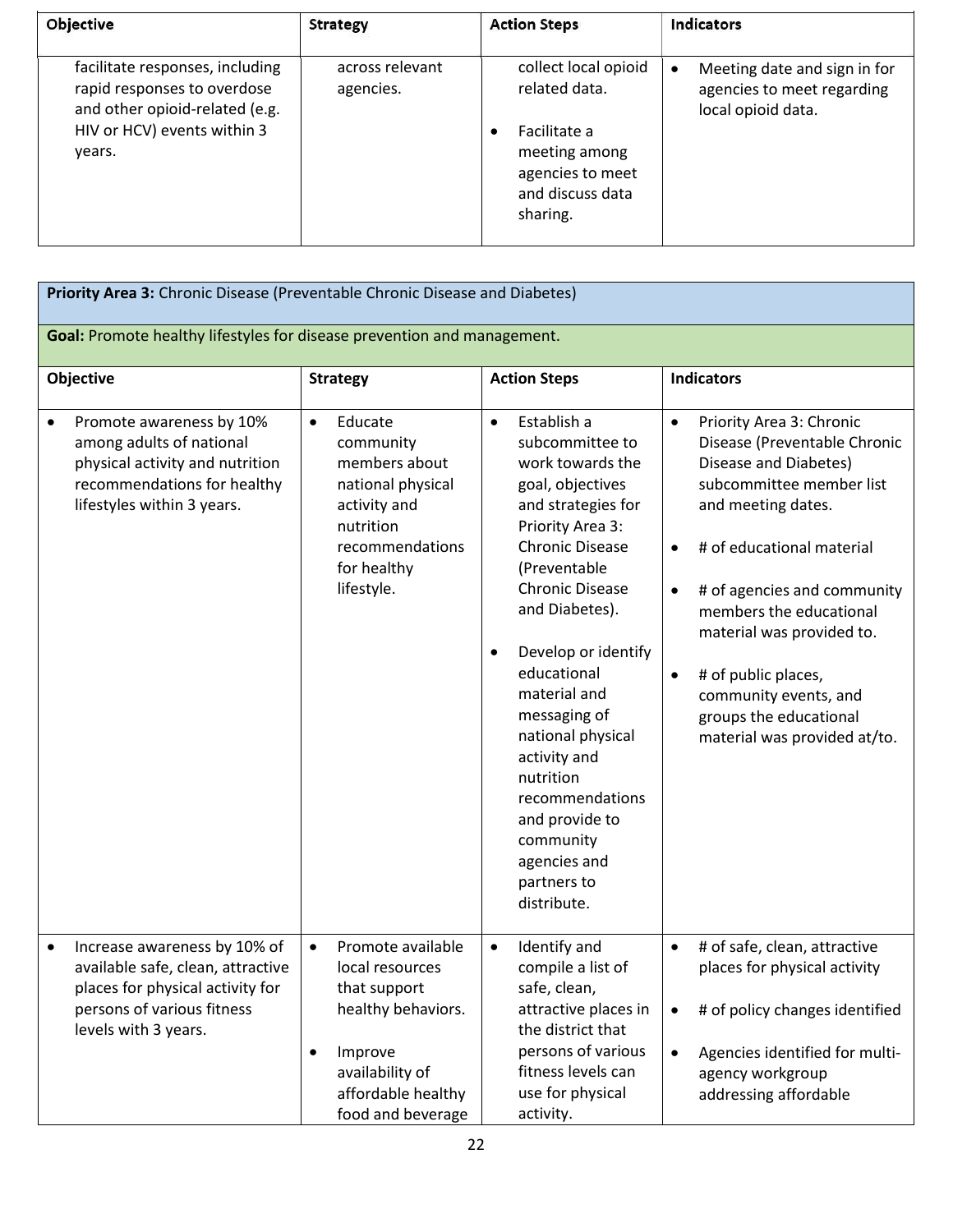| Objective | Strategy | Action Steps | Indicators |
|---|---|---|---|
| facilitate responses, including rapid responses to overdose and other opioid-related (e.g. HIV or HCV) events within 3 years. | across relevant agencies. | collect local opioid related data.<br>• Facilitate a meeting among agencies to meet and discuss data sharing. | • Meeting date and sign in for agencies to meet regarding local opioid data. |

| **Priority Area 3:** Chronic Disease (Preventable Chronic Disease and Diabetes) | | | |
|---|---|---|---|
| **Goal:** Promote healthy lifestyles for disease prevention and management. | | | |
| **Objective** | **Strategy** | **Action Steps** | **Indicators** |
| • Promote awareness by 10% among adults of national physical activity and nutrition recommendations for healthy lifestyles within 3 years. | • Educate community members about national physical activity and nutrition recommendations for healthy lifestyle. | • Establish a subcommittee to work towards the goal, objectives and strategies for Priority Area 3: Chronic Disease (Preventable Chronic Disease and Diabetes).<br>• Develop or identify educational material and messaging of national physical activity and nutrition recommendations and provide to community agencies and partners to distribute. | • Priority Area 3: Chronic Disease (Preventable Chronic Disease and Diabetes) subcommittee member list and meeting dates.<br>• # of educational material<br>• # of agencies and community members the educational material was provided to.<br>• # of public places, community events, and groups the educational material was provided at/to. |
| • Increase awareness by 10% of available safe, clean, attractive places for physical activity for persons of various fitness levels with 3 years. | • Promote available local resources that support healthy behaviors.<br>• Improve availability of affordable healthy food and beverage | • Identify and compile a list of safe, clean, attractive places in the district that persons of various fitness levels can use for physical activity. | • # of safe, clean, attractive places for physical activity<br>• # of policy changes identified<br>• Agencies identified for multi-agency workgroup addressing affordable |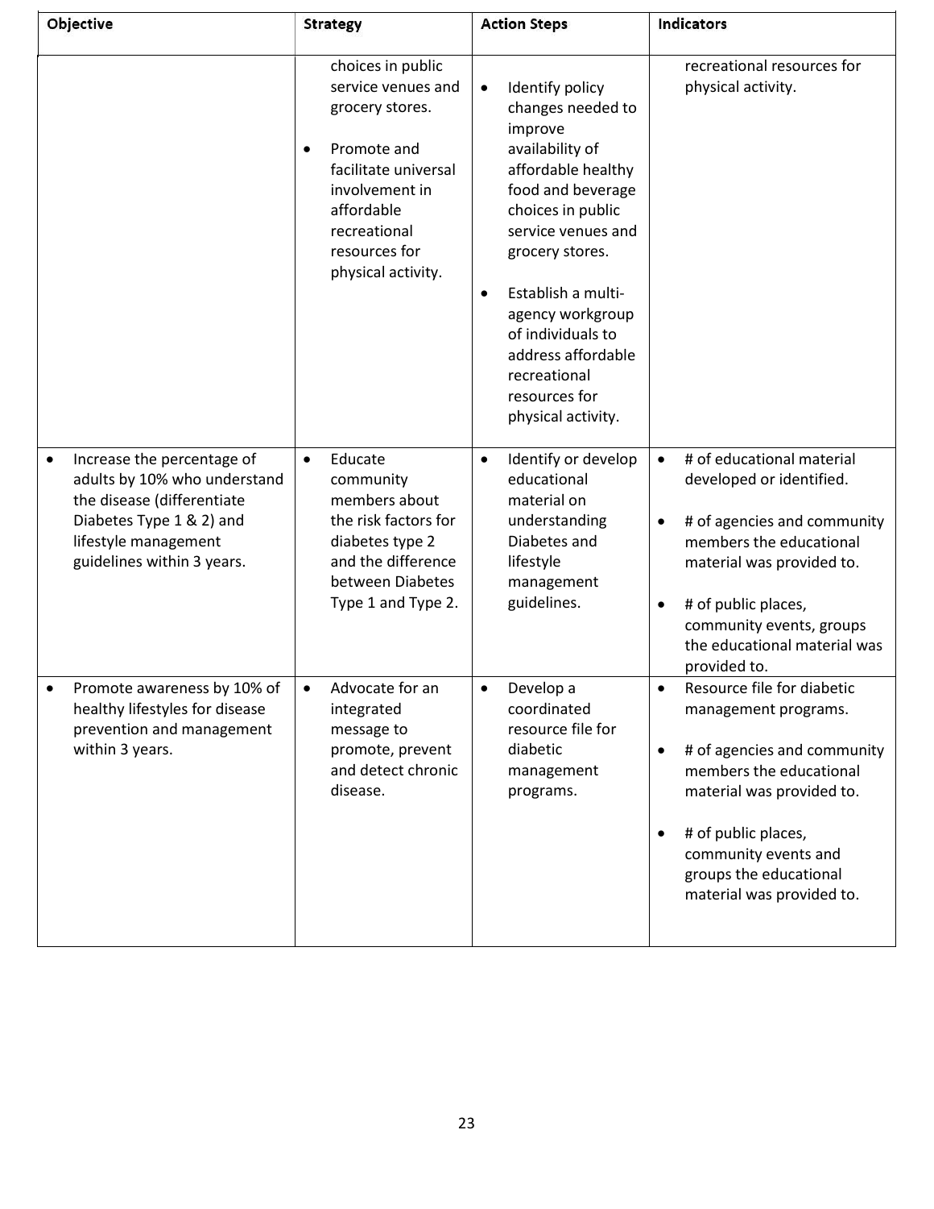| Objective | Strategy | Action Steps | Indicators |
|---|---|---|---|
| | choices in public service venues and grocery stores.<br><br>• Promote and facilitate universal involvement in affordable recreational resources for physical activity. | • Identify policy changes needed to improve availability of affordable healthy food and beverage choices in public service venues and grocery stores.<br><br>• Establish a multi-agency workgroup of individuals to address affordable recreational resources for physical activity. | recreational resources for physical activity. |
| • Increase the percentage of adults by 10% who understand the disease (differentiate Diabetes Type 1 & 2) and lifestyle management guidelines within 3 years. | • Educate community members about the risk factors for diabetes type 2 and the difference between Diabetes Type 1 and Type 2. | • Identify or develop educational material on understanding Diabetes and lifestyle management guidelines. | • # of educational material developed or identified.<br><br>• # of agencies and community members the educational material was provided to.<br><br>• # of public places, community events, groups the educational material was provided to. |
| • Promote awareness by 10% of healthy lifestyles for disease prevention and management within 3 years. | • Advocate for an integrated message to promote, prevent and detect chronic disease. | • Develop a coordinated resource file for diabetic management programs. | • Resource file for diabetic management programs.<br><br>• # of agencies and community members the educational material was provided to.<br><br>• # of public places, community events and groups the educational material was provided to. |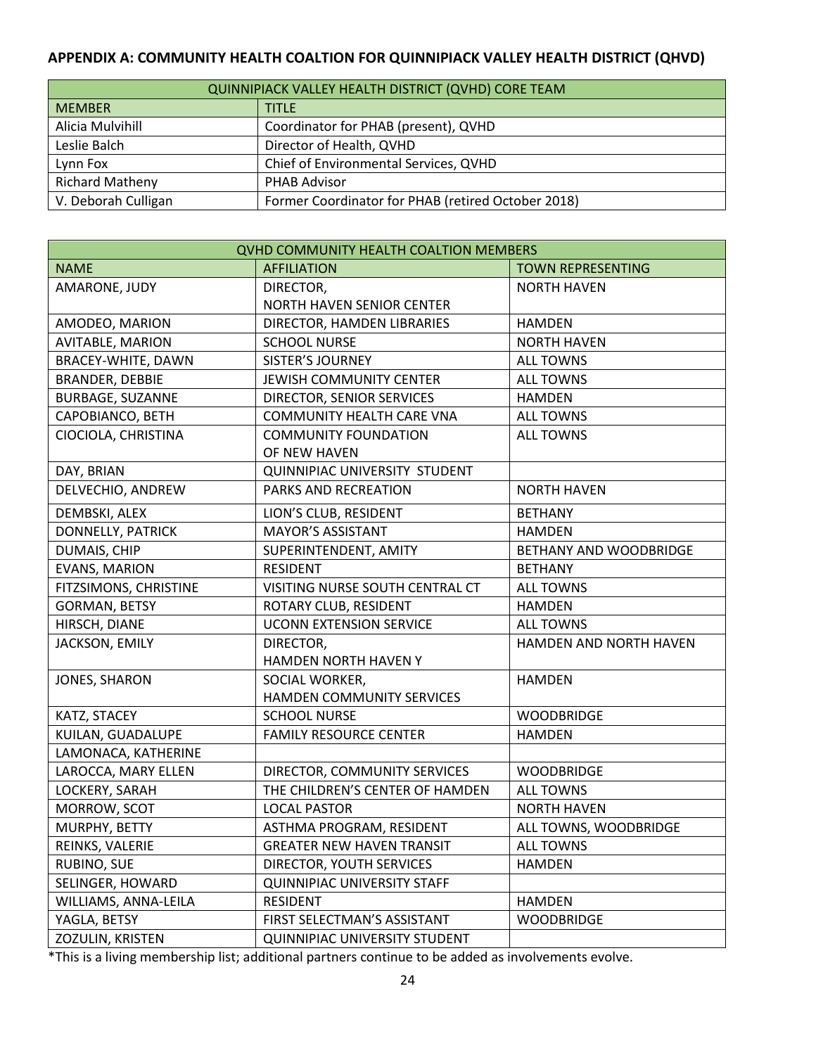## APPENDIX A: COMMUNITY HEALTH COALTION FOR QUINNIPIACK VALLEY HEALTH DISTRICT (QHVD)

| QUINNIPIACK VALLEY HEALTH DISTRICT (QVHD) CORE TEAM | |
|---|---|
| MEMBER | TITLE |
| Alicia Mulvihill | Coordinator for PHAB (present), QVHD |
| Leslie Balch | Director of Health, QVHD |
| Lynn Fox | Chief of Environmental Services, QVHD |
| Richard Matheny | PHAB Advisor |
| V. Deborah Culligan | Former Coordinator for PHAB (retired October 2018) |

| QVHD COMMUNITY HEALTH COALTION MEMBERS | | |
|---|---|---|
| NAME | AFFILIATION | TOWN REPRESENTING |
| AMARONE, JUDY | DIRECTOR, NORTH HAVEN SENIOR CENTER | NORTH HAVEN |
| AMODEO, MARION | DIRECTOR, HAMDEN LIBRARIES | HAMDEN |
| AVITABLE, MARION | SCHOOL NURSE | NORTH HAVEN |
| BRACEY-WHITE, DAWN | SISTER'S JOURNEY | ALL TOWNS |
| BRANDER, DEBBIE | JEWISH COMMUNITY CENTER | ALL TOWNS |
| BURBAGE, SUZANNE | DIRECTOR, SENIOR SERVICES | HAMDEN |
| CAPOBIANCO, BETH | COMMUNITY HEALTH CARE VNA | ALL TOWNS |
| CIOCIOLA, CHRISTINA | COMMUNITY FOUNDATION OF NEW HAVEN | ALL TOWNS |
| DAY, BRIAN | QUINNIPIAC UNIVERSITY STUDENT | |
| DELVECHIO, ANDREW | PARKS AND RECREATION | NORTH HAVEN |
| DEMBSKI, ALEX | LION'S CLUB, RESIDENT | BETHANY |
| DONNELLY, PATRICK | MAYOR'S ASSISTANT | HAMDEN |
| DUMAIS, CHIP | SUPERINTENDENT, AMITY | BETHANY AND WOODBRIDGE |
| EVANS, MARION | RESIDENT | BETHANY |
| FITZSIMONS, CHRISTINE | VISITING NURSE SOUTH CENTRAL CT | ALL TOWNS |
| GORMAN, BETSY | ROTARY CLUB, RESIDENT | HAMDEN |
| HIRSCH, DIANE | UCONN EXTENSION SERVICE | ALL TOWNS |
| JACKSON, EMILY | DIRECTOR, HAMDEN NORTH HAVEN Y | HAMDEN AND NORTH HAVEN |
| JONES, SHARON | SOCIAL WORKER, HAMDEN COMMUNITY SERVICES | HAMDEN |
| KATZ, STACEY | SCHOOL NURSE | WOODBRIDGE |
| KUILAN, GUADALUPE | FAMILY RESOURCE CENTER | HAMDEN |
| LAMONACA, KATHERINE | | |
| LAROCCA, MARY ELLEN | DIRECTOR, COMMUNITY SERVICES | WOODBRIDGE |
| LOCKERY, SARAH | THE CHILDREN'S CENTER OF HAMDEN | ALL TOWNS |
| MORROW, SCOT | LOCAL PASTOR | NORTH HAVEN |
| MURPHY, BETTY | ASTHMA PROGRAM, RESIDENT | ALL TOWNS, WOODBRIDGE |
| REINKS, VALERIE | GREATER NEW HAVEN TRANSIT | ALL TOWNS |
| RUBINO, SUE | DIRECTOR, YOUTH SERVICES | HAMDEN |
| SELINGER, HOWARD | QUINNIPIAC UNIVERSITY STAFF | |
| WILLIAMS, ANNA-LEILA | RESIDENT | HAMDEN |
| YAGLA, BETSY | FIRST SELECTMAN'S ASSISTANT | WOODBRIDGE |
| ZOZULIN, KRISTEN | QUINNIPIAC UNIVERSITY STUDENT | |

*This is a living membership list; additional partners continue to be added as involvements evolve.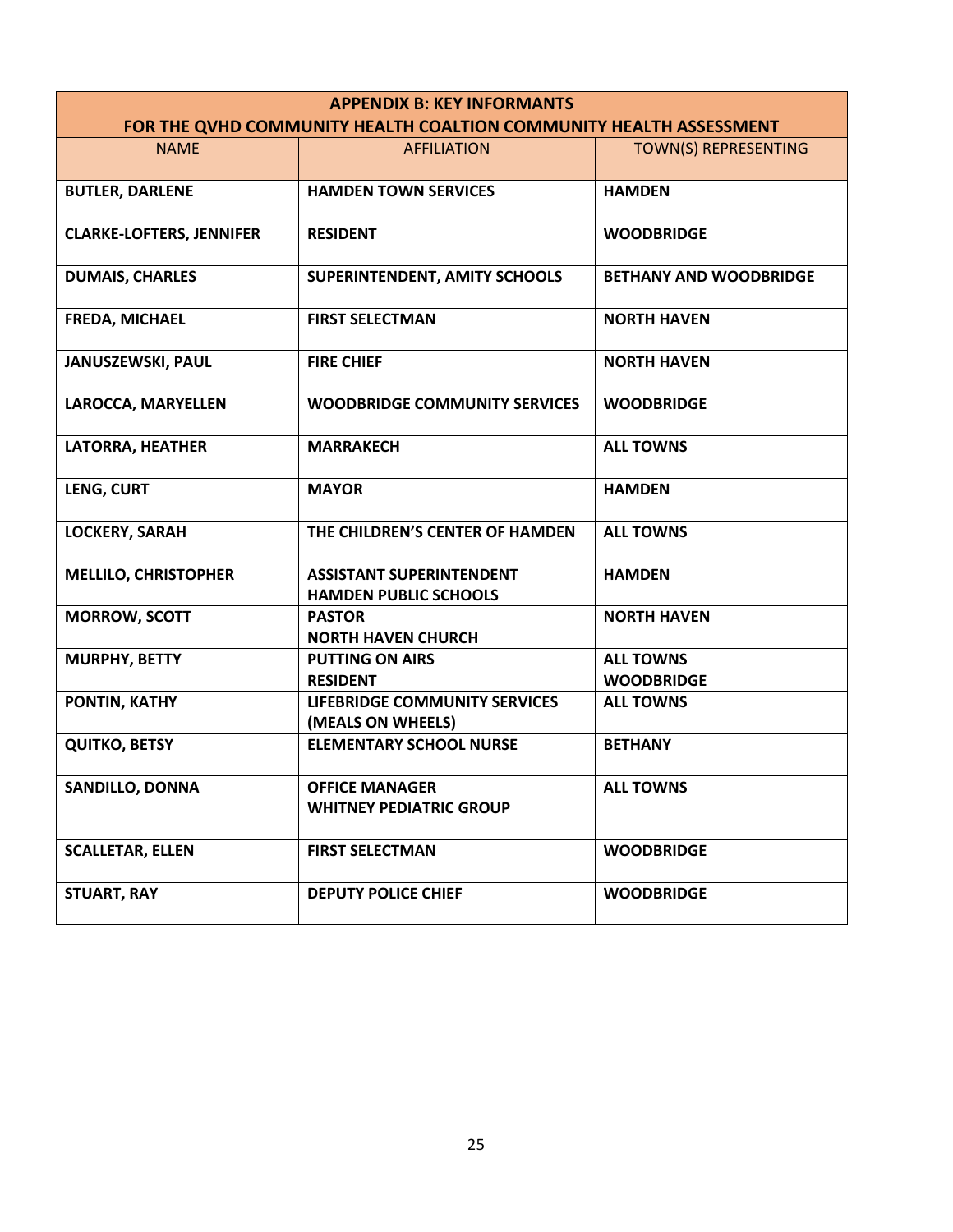| APPENDIX B: KEY INFORMANTS FOR THE QVHD COMMUNITY HEALTH COALTION COMMUNITY HEALTH ASSESSMENT | | |
|---|---|---|
| NAME | AFFILIATION | TOWN(S) REPRESENTING |
| **BUTLER, DARLENE** | **HAMDEN TOWN SERVICES** | **HAMDEN** |
| **CLARKE-LOFTERS, JENNIFER** | **RESIDENT** | **WOODBRIDGE** |
| **DUMAIS, CHARLES** | **SUPERINTENDENT, AMITY SCHOOLS** | **BETHANY AND WOODBRIDGE** |
| **FREDA, MICHAEL** | **FIRST SELECTMAN** | **NORTH HAVEN** |
| **JANUSZEWSKI, PAUL** | **FIRE CHIEF** | **NORTH HAVEN** |
| **LAROCCA, MARYELLEN** | **WOODBRIDGE COMMUNITY SERVICES** | **WOODBRIDGE** |
| **LATORRA, HEATHER** | **MARRAKECH** | **ALL TOWNS** |
| **LENG, CURT** | **MAYOR** | **HAMDEN** |
| **LOCKERY, SARAH** | **THE CHILDREN'S CENTER OF HAMDEN** | **ALL TOWNS** |
| **MELLILO, CHRISTOPHER** | **ASSISTANT SUPERINTENDENT HAMDEN PUBLIC SCHOOLS** | **HAMDEN** |
| **MORROW, SCOTT** | **PASTOR NORTH HAVEN CHURCH** | **NORTH HAVEN** |
| **MURPHY, BETTY** | **PUTTING ON AIRS RESIDENT** | **ALL TOWNS WOODBRIDGE** |
| **PONTIN, KATHY** | **LIFEBRIDGE COMMUNITY SERVICES (MEALS ON WHEELS)** | **ALL TOWNS** |
| **QUITKO, BETSY** | **ELEMENTARY SCHOOL NURSE** | **BETHANY** |
| **SANDILLO, DONNA** | **OFFICE MANAGER WHITNEY PEDIATRIC GROUP** | **ALL TOWNS** |
| **SCALLETAR, ELLEN** | **FIRST SELECTMAN** | **WOODBRIDGE** |
| **STUART, RAY** | **DEPUTY POLICE CHIEF** | **WOODBRIDGE** |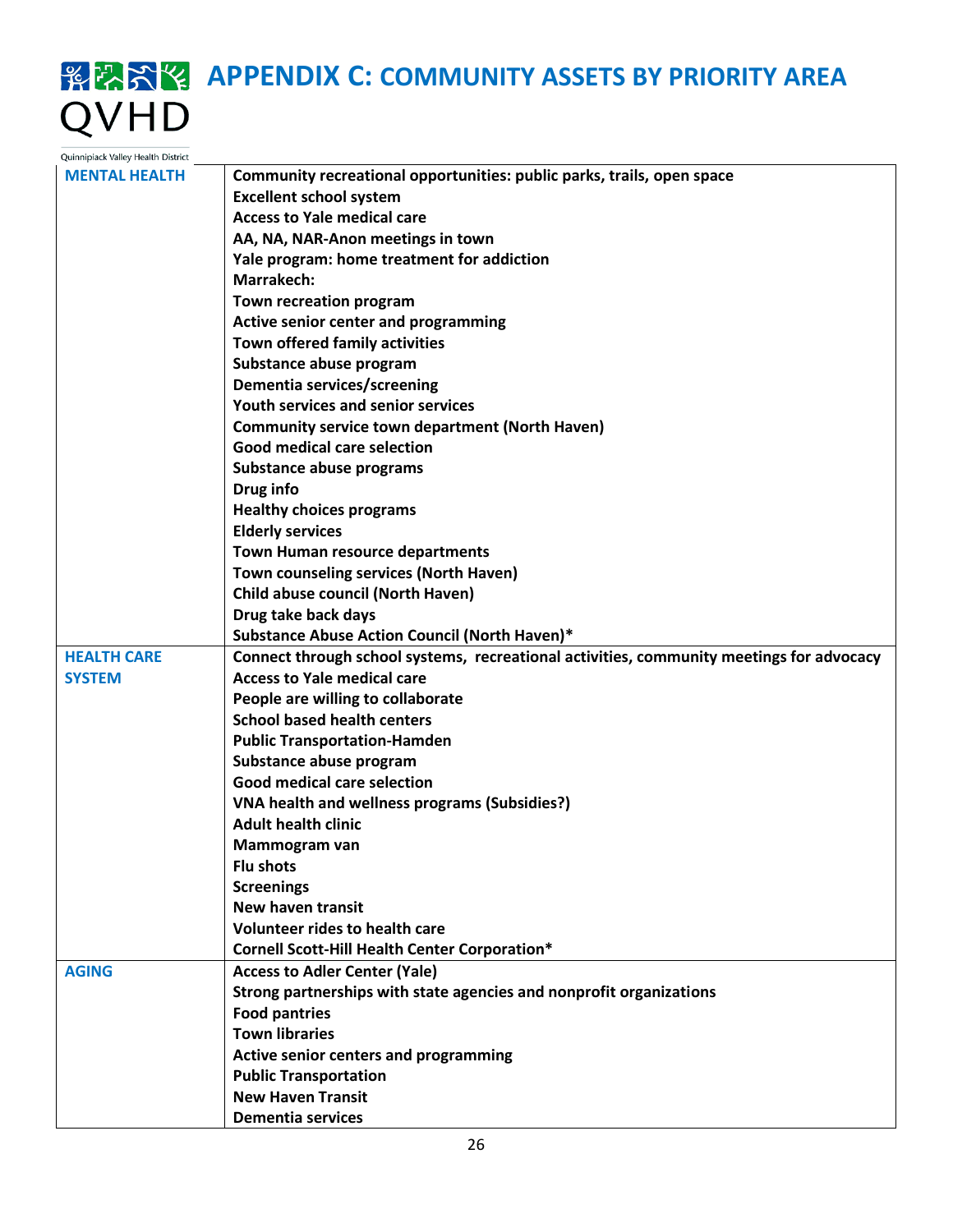# APPENDIX C: COMMUNITY ASSETS BY PRIORITY AREA

Quinnipiack Valley Health District

| | |
|---|---|
| **MENTAL HEALTH** | **Community recreational opportunities: public parks, trails, open space**<br>**Excellent school system**<br>**Access to Yale medical care**<br>**AA, NA, NAR-Anon meetings in town**<br>**Yale program: home treatment for addiction**<br>**Marrakech:**<br>**Town recreation program**<br>**Active senior center and programming**<br>**Town offered family activities**<br>**Substance abuse program**<br>**Dementia services/screening**<br>**Youth services and senior services**<br>**Community service town department (North Haven)**<br>**Good medical care selection**<br>**Substance abuse programs**<br>**Drug info**<br>**Healthy choices programs**<br>**Elderly services**<br>**Town Human resource departments**<br>**Town counseling services (North Haven)**<br>**Child abuse council (North Haven)**<br>**Drug take back days**<br>**Substance Abuse Action Council (North Haven)*** |
| **HEALTH CARE SYSTEM** | **Connect through school systems, recreational activities, community meetings for advocacy**<br>**Access to Yale medical care**<br>**People are willing to collaborate**<br>**School based health centers**<br>**Public Transportation-Hamden**<br>**Substance abuse program**<br>**Good medical care selection**<br>**VNA health and wellness programs (Subsidies?)**<br>**Adult health clinic**<br>**Mammogram van**<br>**Flu shots**<br>**Screenings**<br>**New haven transit**<br>**Volunteer rides to health care**<br>**Cornell Scott-Hill Health Center Corporation*** |
| **AGING** | **Access to Adler Center (Yale)**<br>**Strong partnerships with state agencies and nonprofit organizations**<br>**Food pantries**<br>**Town libraries**<br>**Active senior centers and programming**<br>**Public Transportation**<br>**New Haven Transit**<br>**Dementia services** |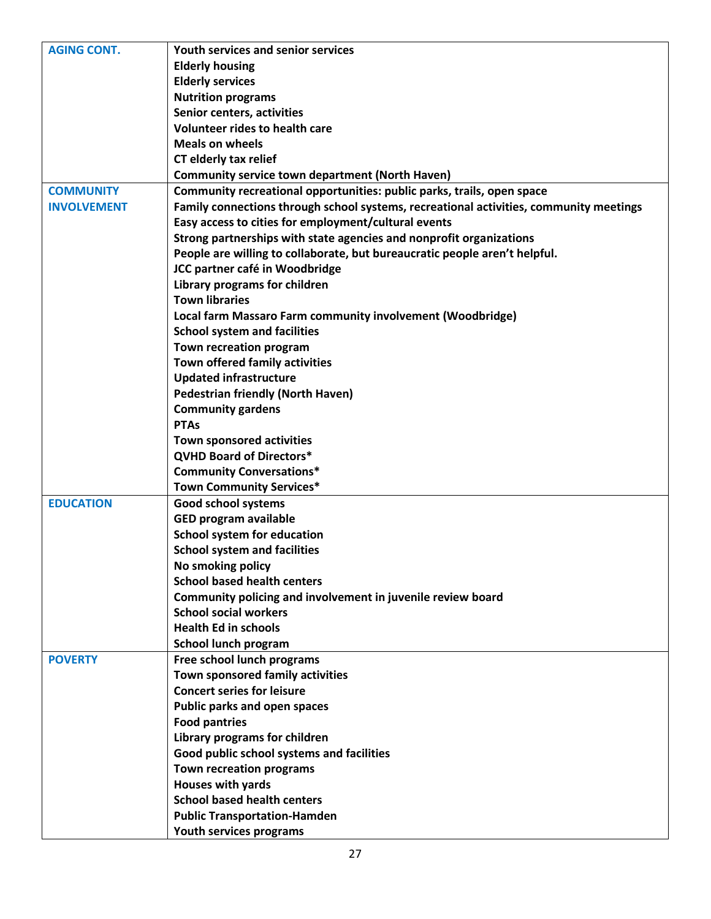| | |
|---|---|
| **AGING CONT.** | **Youth services and senior services** |
| | **Elderly housing** |
| | **Elderly services** |
| | **Nutrition programs** |
| | **Senior centers, activities** |
| | **Volunteer rides to health care** |
| | **Meals on wheels** |
| | **CT elderly tax relief** |
| | **Community service town department (North Haven)** |
| **COMMUNITY INVOLVEMENT** | **Community recreational opportunities: public parks, trails, open space** |
| | **Family connections through school systems, recreational activities, community meetings** |
| | **Easy access to cities for employment/cultural events** |
| | **Strong partnerships with state agencies and nonprofit organizations** |
| | **People are willing to collaborate, but bureaucratic people aren't helpful.** |
| | **JCC partner café in Woodbridge** |
| | **Library programs for children** |
| | **Town libraries** |
| | **Local farm Massaro Farm community involvement (Woodbridge)** |
| | **School system and facilities** |
| | **Town recreation program** |
| | **Town offered family activities** |
| | **Updated infrastructure** |
| | **Pedestrian friendly (North Haven)** |
| | **Community gardens** |
| | **PTAs** |
| | **Town sponsored activities** |
| | **QVHD Board of Directors*** |
| | **Community Conversations*** |
| | **Town Community Services*** |
| **EDUCATION** | **Good school systems** |
| | **GED program available** |
| | **School system for education** |
| | **School system and facilities** |
| | **No smoking policy** |
| | **School based health centers** |
| | **Community policing and involvement in juvenile review board** |
| | **School social workers** |
| | **Health Ed in schools** |
| | **School lunch program** |
| **POVERTY** | **Free school lunch programs** |
| | **Town sponsored family activities** |
| | **Concert series for leisure** |
| | **Public parks and open spaces** |
| | **Food pantries** |
| | **Library programs for children** |
| | **Good public school systems and facilities** |
| | **Town recreation programs** |
| | **Houses with yards** |
| | **School based health centers** |
| | **Public Transportation-Hamden** |
| | **Youth services programs** |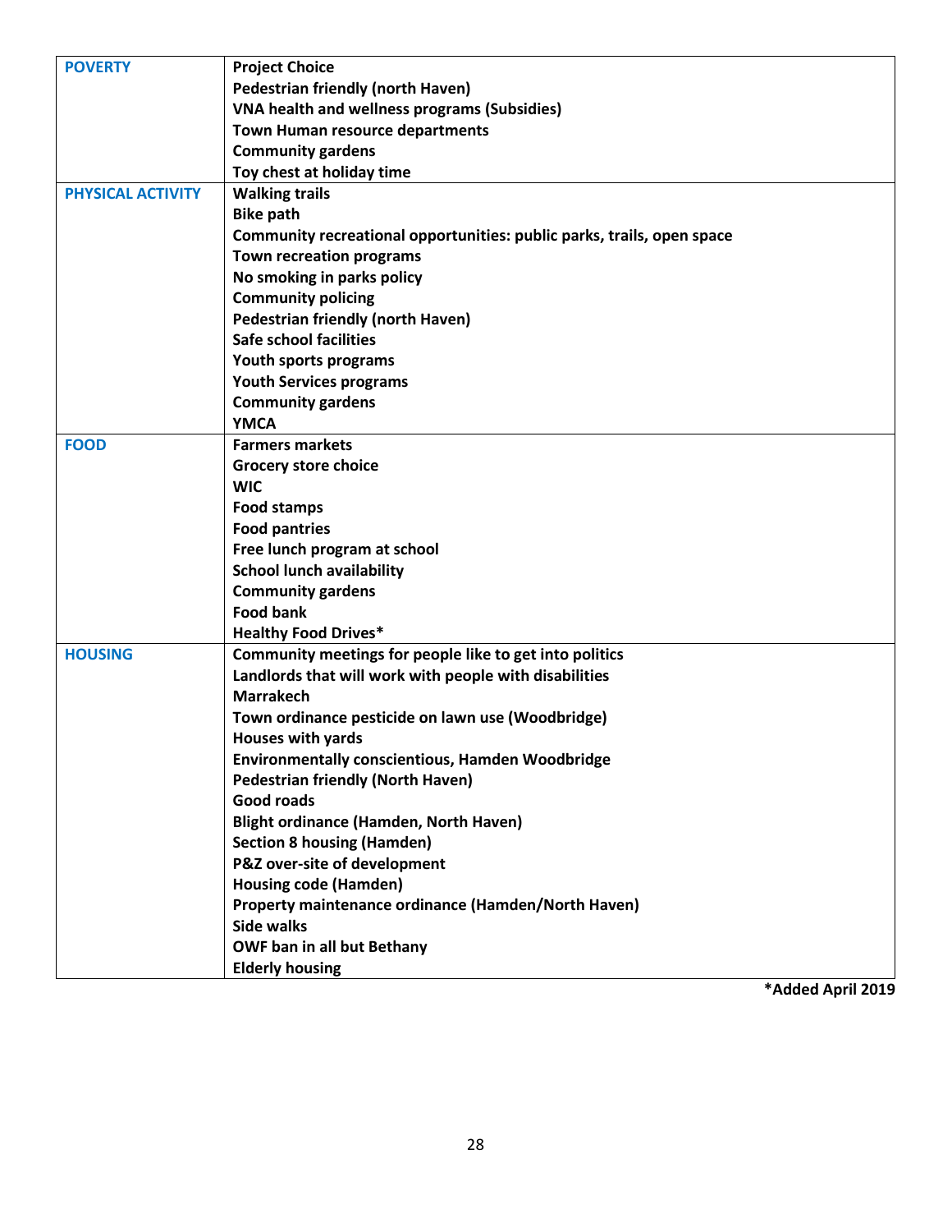| | |
|---|---|
| **POVERTY** | **Project Choice**<br>**Pedestrian friendly (north Haven)**<br>**VNA health and wellness programs (Subsidies)**<br>**Town Human resource departments**<br>**Community gardens**<br>**Toy chest at holiday time** |
| **PHYSICAL ACTIVITY** | **Walking trails**<br>**Bike path**<br>**Community recreational opportunities: public parks, trails, open space**<br>**Town recreation programs**<br>**No smoking in parks policy**<br>**Community policing**<br>**Pedestrian friendly (north Haven)**<br>**Safe school facilities**<br>**Youth sports programs**<br>**Youth Services programs**<br>**Community gardens**<br>**YMCA** |
| **FOOD** | **Farmers markets**<br>**Grocery store choice**<br>**WIC**<br>**Food stamps**<br>**Food pantries**<br>**Free lunch program at school**<br>**School lunch availability**<br>**Community gardens**<br>**Food bank**<br>**Healthy Food Drives*** |
| **HOUSING** | **Community meetings for people like to get into politics**<br>**Landlords that will work with people with disabilities**<br>**Marrakech**<br>**Town ordinance pesticide on lawn use (Woodbridge)**<br>**Houses with yards**<br>**Environmentally conscientious, Hamden Woodbridge**<br>**Pedestrian friendly (North Haven)**<br>**Good roads**<br>**Blight ordinance (Hamden, North Haven)**<br>**Section 8 housing (Hamden)**<br>**P&Z over-site of development**<br>**Housing code (Hamden)**<br>**Property maintenance ordinance (Hamden/North Haven)**<br>**Side walks**<br>**OWF ban in all but Bethany**<br>**Elderly housing** |

**\*Added April 2019**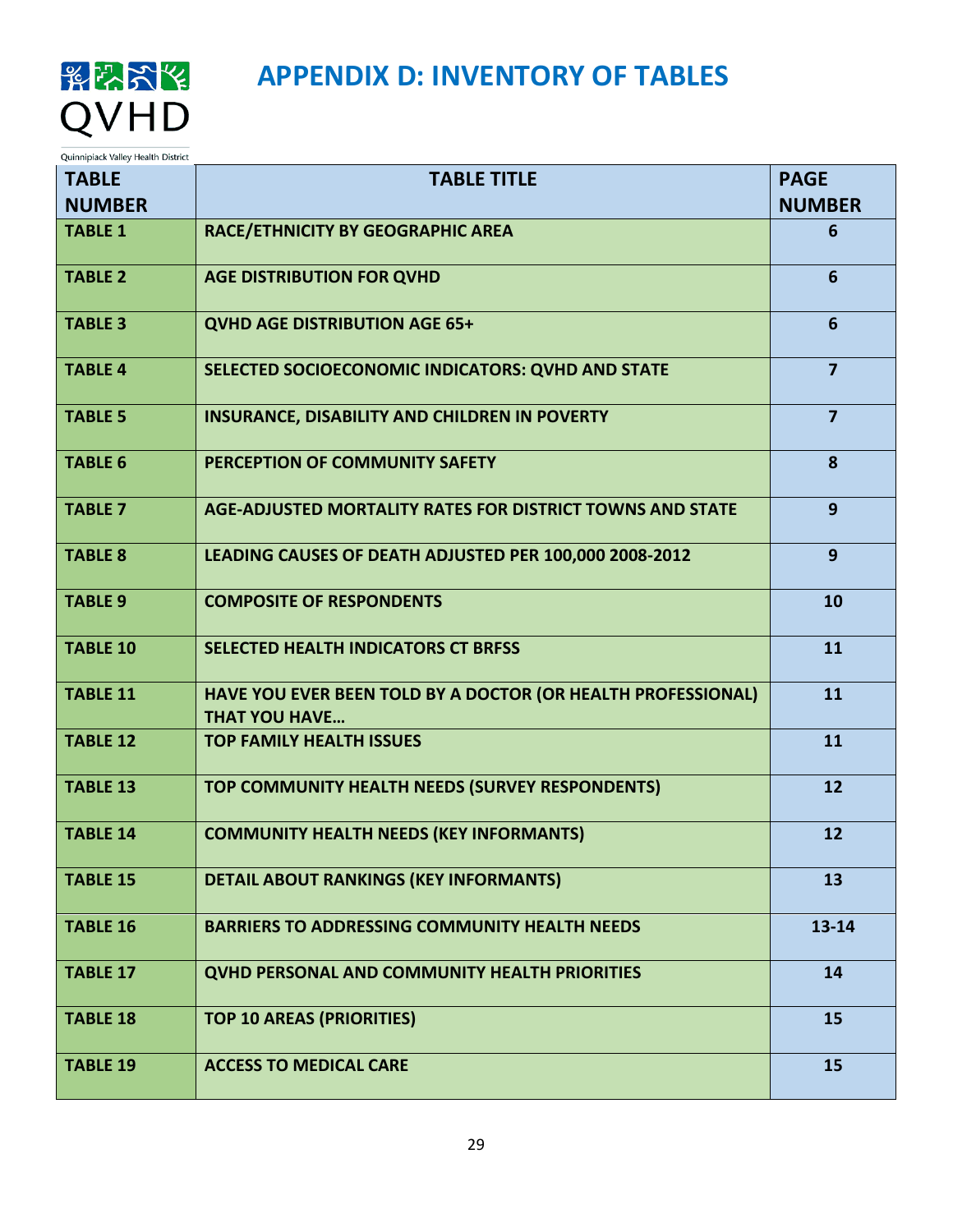# APPENDIX D: INVENTORY OF TABLES

QVHD

Quinnipiack Valley Health District

| TABLE NUMBER | TABLE TITLE | PAGE NUMBER |
|---|---|---|
| TABLE 1 | RACE/ETHNICITY BY GEOGRAPHIC AREA | 6 |
| TABLE 2 | AGE DISTRIBUTION FOR QVHD | 6 |
| TABLE 3 | QVHD AGE DISTRIBUTION AGE 65+ | 6 |
| TABLE 4 | SELECTED SOCIOECONOMIC INDICATORS: QVHD AND STATE | 7 |
| TABLE 5 | INSURANCE, DISABILITY AND CHILDREN IN POVERTY | 7 |
| TABLE 6 | PERCEPTION OF COMMUNITY SAFETY | 8 |
| TABLE 7 | AGE-ADJUSTED MORTALITY RATES FOR DISTRICT TOWNS AND STATE | 9 |
| TABLE 8 | LEADING CAUSES OF DEATH ADJUSTED PER 100,000 2008-2012 | 9 |
| TABLE 9 | COMPOSITE OF RESPONDENTS | 10 |
| TABLE 10 | SELECTED HEALTH INDICATORS CT BRFSS | 11 |
| TABLE 11 | HAVE YOU EVER BEEN TOLD BY A DOCTOR (OR HEALTH PROFESSIONAL) THAT YOU HAVE… | 11 |
| TABLE 12 | TOP FAMILY HEALTH ISSUES | 11 |
| TABLE 13 | TOP COMMUNITY HEALTH NEEDS (SURVEY RESPONDENTS) | 12 |
| TABLE 14 | COMMUNITY HEALTH NEEDS (KEY INFORMANTS) | 12 |
| TABLE 15 | DETAIL ABOUT RANKINGS (KEY INFORMANTS) | 13 |
| TABLE 16 | BARRIERS TO ADDRESSING COMMUNITY HEALTH NEEDS | 13-14 |
| TABLE 17 | QVHD PERSONAL AND COMMUNITY HEALTH PRIORITIES | 14 |
| TABLE 18 | TOP 10 AREAS (PRIORITIES) | 15 |
| TABLE 19 | ACCESS TO MEDICAL CARE | 15 |